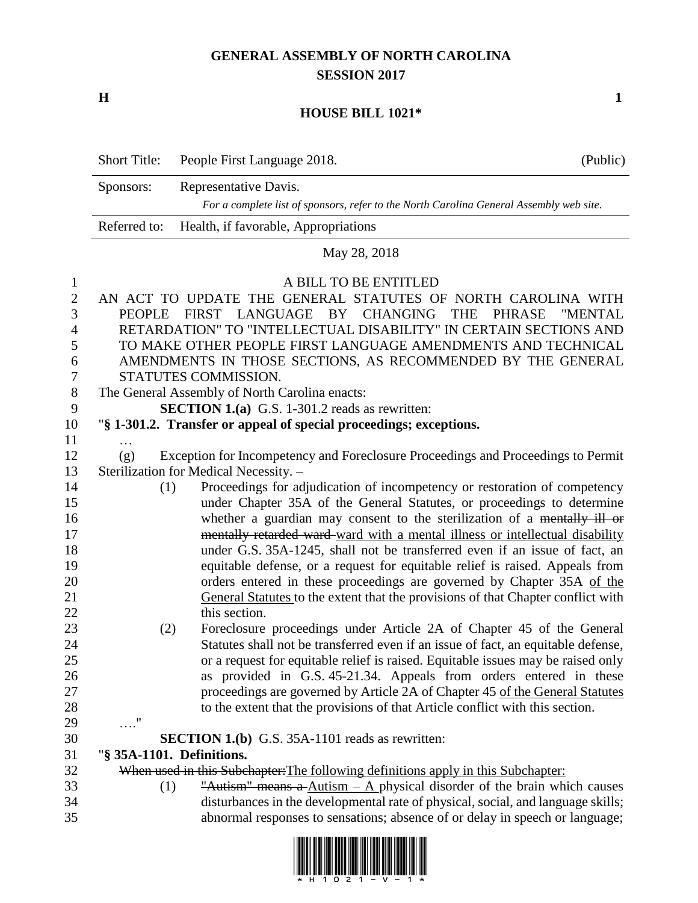# GENERAL ASSEMBLY OF NORTH CAROLINA
## SESSION 2017

**H** **1**

## HOUSE BILL 1021*

| Short Title: | People First Language 2018. | (Public) |
|---|---|---|
| Sponsors: | Representative Davis. *For a complete list of sponsors, refer to the North Carolina General Assembly web site.* | |
| Referred to: | Health, if favorable, Appropriations | |

May 28, 2018

A BILL TO BE ENTITLED

AN ACT TO UPDATE THE GENERAL STATUTES OF NORTH CAROLINA WITH PEOPLE FIRST LANGUAGE BY CHANGING THE PHRASE "MENTAL RETARDATION" TO "INTELLECTUAL DISABILITY" IN CERTAIN SECTIONS AND TO MAKE OTHER PEOPLE FIRST LANGUAGE AMENDMENTS AND TECHNICAL AMENDMENTS IN THOSE SECTIONS, AS RECOMMENDED BY THE GENERAL STATUTES COMMISSION.

The General Assembly of North Carolina enacts:

**SECTION 1.(a)** G.S. 1-301.2 reads as rewritten:

"**§ 1-301.2. Transfer or appeal of special proceedings; exceptions.**

…

(g) Exception for Incompetency and Foreclosure Proceedings and Proceedings to Permit Sterilization for Medical Necessity. –

(1) Proceedings for adjudication of incompetency or restoration of competency under Chapter 35A of the General Statutes, or proceedings to determine whether a guardian may consent to the sterilization of a ~~mentally ill or mentally retarded ward~~ <u>ward with a mental illness or intellectual disability</u> under G.S. 35A-1245, shall not be transferred even if an issue of fact, an equitable defense, or a request for equitable relief is raised. Appeals from orders entered in these proceedings are governed by Chapter 35A <u>of the General Statutes</u> to the extent that the provisions of that Chapter conflict with this section.

(2) Foreclosure proceedings under Article 2A of Chapter 45 of the General Statutes shall not be transferred even if an issue of fact, an equitable defense, or a request for equitable relief is raised. Equitable issues may be raised only as provided in G.S. 45-21.34. Appeals from orders entered in these proceedings are governed by Article 2A of Chapter 45 <u>of the General Statutes</u> to the extent that the provisions of that Article conflict with this section.

…."

**SECTION 1.(b)** G.S. 35A-1101 reads as rewritten:

"**§ 35A-1101. Definitions.**

~~When used in this Subchapter:~~<u>The following definitions apply in this Subchapter:</u>

(1) ~~"Autism" means a~~ <u>Autism – A</u> physical disorder of the brain which causes disturbances in the developmental rate of physical, social, and language skills; abnormal responses to sensations; absence of or delay in speech or language;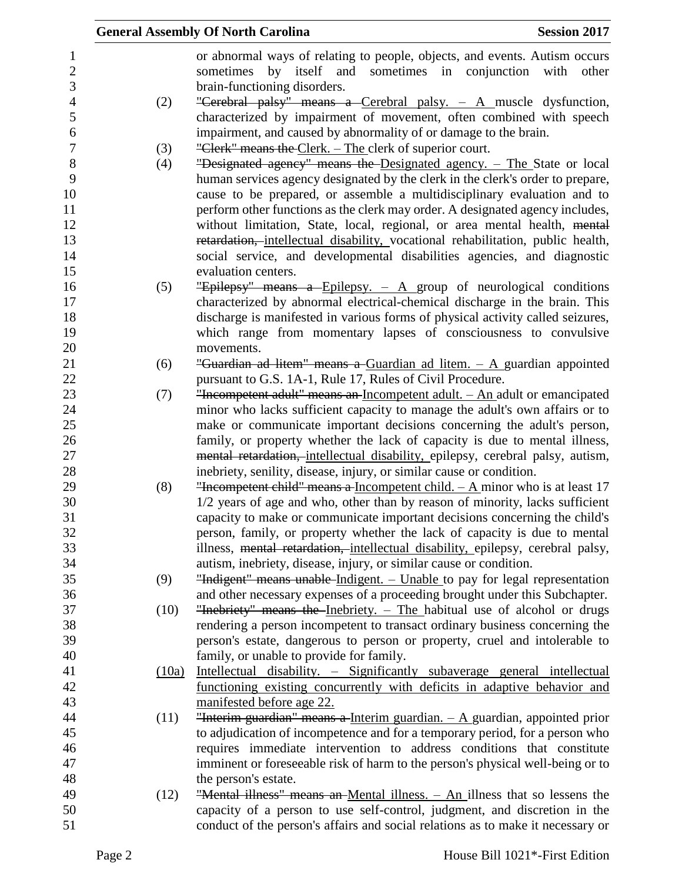or abnormal ways of relating to people, objects, and events. Autism occurs sometimes by itself and sometimes in conjunction with other brain-functioning disorders.

(2) ~~"Cerebral palsy" means a~~ Cerebral palsy. – A muscle dysfunction, characterized by impairment of movement, often combined with speech impairment, and caused by abnormality of or damage to the brain.

(3) ~~"Clerk" means the~~ Clerk. – The clerk of superior court.

(4) ~~"Designated agency" means the~~ Designated agency. – The State or local human services agency designated by the clerk in the clerk's order to prepare, cause to be prepared, or assemble a multidisciplinary evaluation and to perform other functions as the clerk may order. A designated agency includes, without limitation, State, local, regional, or area mental health, ~~mental retardation,~~ intellectual disability, vocational rehabilitation, public health, social service, and developmental disabilities agencies, and diagnostic evaluation centers.

(5) ~~"Epilepsy" means a~~ Epilepsy. – A group of neurological conditions characterized by abnormal electrical-chemical discharge in the brain. This discharge is manifested in various forms of physical activity called seizures, which range from momentary lapses of consciousness to convulsive movements.

(6) ~~"Guardian ad litem" means a~~ Guardian ad litem. – A guardian appointed pursuant to G.S. 1A-1, Rule 17, Rules of Civil Procedure.

(7) ~~"Incompetent adult" means an~~ Incompetent adult. – An adult or emancipated minor who lacks sufficient capacity to manage the adult's own affairs or to make or communicate important decisions concerning the adult's person, family, or property whether the lack of capacity is due to mental illness, ~~mental retardation,~~ intellectual disability, epilepsy, cerebral palsy, autism, inebriety, senility, disease, injury, or similar cause or condition.

(8) ~~"Incompetent child" means a~~ Incompetent child. – A minor who is at least 17 1/2 years of age and who, other than by reason of minority, lacks sufficient capacity to make or communicate important decisions concerning the child's person, family, or property whether the lack of capacity is due to mental illness, ~~mental retardation,~~ intellectual disability, epilepsy, cerebral palsy, autism, inebriety, disease, injury, or similar cause or condition.

(9) ~~"Indigent" means unable~~ Indigent. – Unable to pay for legal representation and other necessary expenses of a proceeding brought under this Subchapter.

(10) ~~"Inebriety" means the~~ Inebriety. – The habitual use of alcohol or drugs rendering a person incompetent to transact ordinary business concerning the person's estate, dangerous to person or property, cruel and intolerable to family, or unable to provide for family.

(10a) Intellectual disability. – Significantly subaverage general intellectual functioning existing concurrently with deficits in adaptive behavior and manifested before age 22.

(11) ~~"Interim guardian" means a~~ Interim guardian. – A guardian, appointed prior to adjudication of incompetence and for a temporary period, for a person who requires immediate intervention to address conditions that constitute imminent or foreseeable risk of harm to the person's physical well-being or to the person's estate.

(12) ~~"Mental illness" means an~~ Mental illness. – An illness that so lessens the capacity of a person to use self-control, judgment, and discretion in the conduct of the person's affairs and social relations as to make it necessary or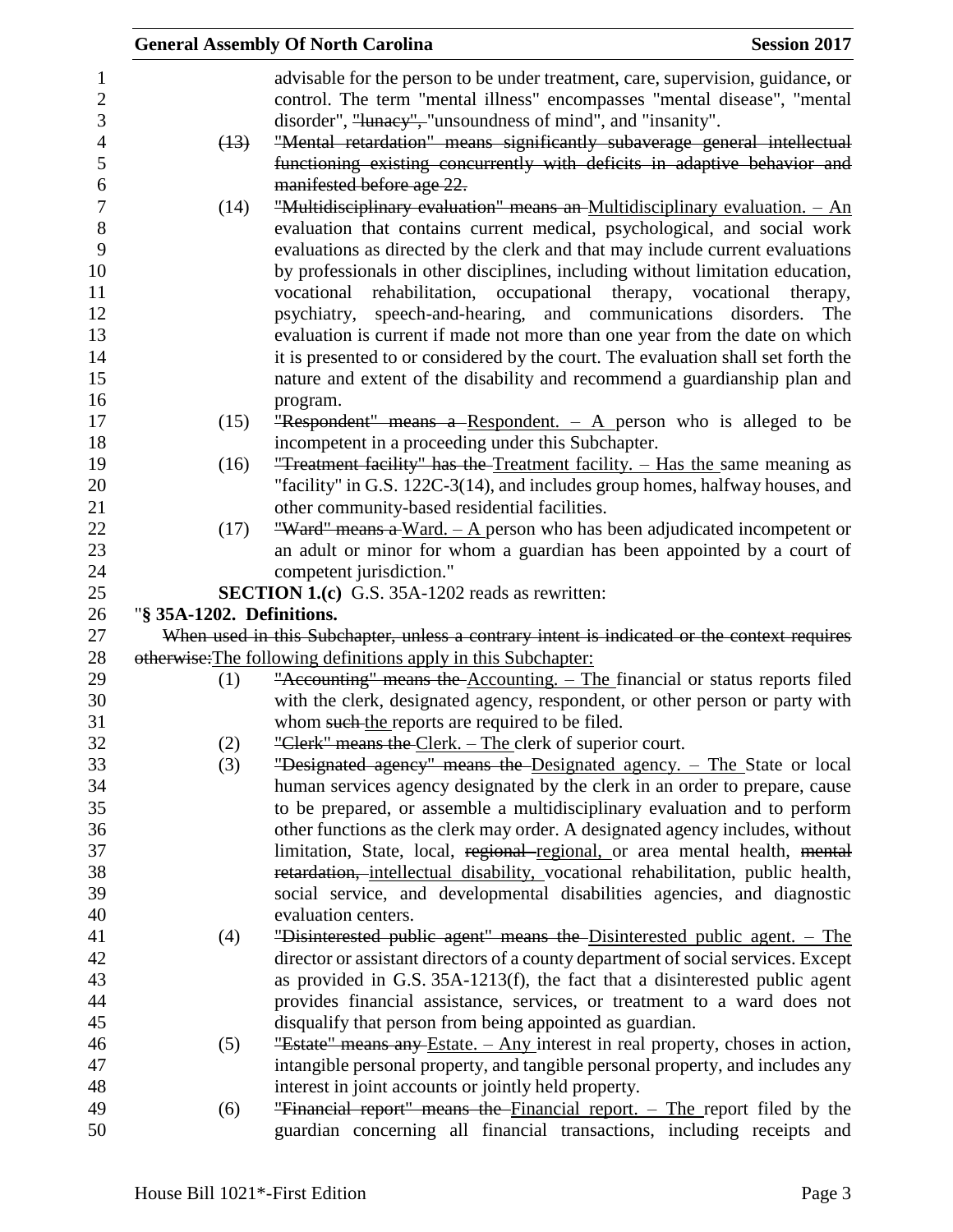advisable for the person to be under treatment, care, supervision, guidance, or control. The term "mental illness" encompasses "mental disease", "mental disorder", ~~"lunacy",~~ "unsoundness of mind", and "insanity".

~~(13) "Mental retardation" means significantly subaverage general intellectual functioning existing concurrently with deficits in adaptive behavior and manifested before age 22.~~

(14) ~~"Multidisciplinary evaluation" means an~~ Multidisciplinary evaluation. – An evaluation that contains current medical, psychological, and social work evaluations as directed by the clerk and that may include current evaluations by professionals in other disciplines, including without limitation education, vocational rehabilitation, occupational therapy, vocational therapy, psychiatry, speech-and-hearing, and communications disorders. The evaluation is current if made not more than one year from the date on which it is presented to or considered by the court. The evaluation shall set forth the nature and extent of the disability and recommend a guardianship plan and program.

(15) ~~"Respondent" means a~~ Respondent. – A person who is alleged to be incompetent in a proceeding under this Subchapter.

(16) ~~"Treatment facility" has the~~ Treatment facility. – Has the same meaning as "facility" in G.S. 122C-3(14), and includes group homes, halfway houses, and other community-based residential facilities.

(17) ~~"Ward" means a~~ Ward. – A person who has been adjudicated incompetent or an adult or minor for whom a guardian has been appointed by a court of competent jurisdiction."

**SECTION 1.(c)** G.S. 35A-1202 reads as rewritten:

"**§ 35A-1202. Definitions.**

~~When used in this Subchapter, unless a contrary intent is indicated or the context requires otherwise:~~The following definitions apply in this Subchapter:

(1) ~~"Accounting" means the~~ Accounting. – The financial or status reports filed with the clerk, designated agency, respondent, or other person or party with whom ~~such~~ the reports are required to be filed.

(2) ~~"Clerk" means the~~ Clerk. – The clerk of superior court.

(3) ~~"Designated agency" means the~~ Designated agency. – The State or local human services agency designated by the clerk in an order to prepare, cause to be prepared, or assemble a multidisciplinary evaluation and to perform other functions as the clerk may order. A designated agency includes, without limitation, State, local, ~~regional~~ regional, or area mental health, ~~mental retardation,~~ intellectual disability, vocational rehabilitation, public health, social service, and developmental disabilities agencies, and diagnostic evaluation centers.

(4) ~~"Disinterested public agent" means the~~ Disinterested public agent. – The director or assistant directors of a county department of social services. Except as provided in G.S. 35A-1213(f), the fact that a disinterested public agent provides financial assistance, services, or treatment to a ward does not disqualify that person from being appointed as guardian.

(5) ~~"Estate" means any~~ Estate. – Any interest in real property, choses in action, intangible personal property, and tangible personal property, and includes any interest in joint accounts or jointly held property.

(6) ~~"Financial report" means the~~ Financial report. – The report filed by the guardian concerning all financial transactions, including receipts and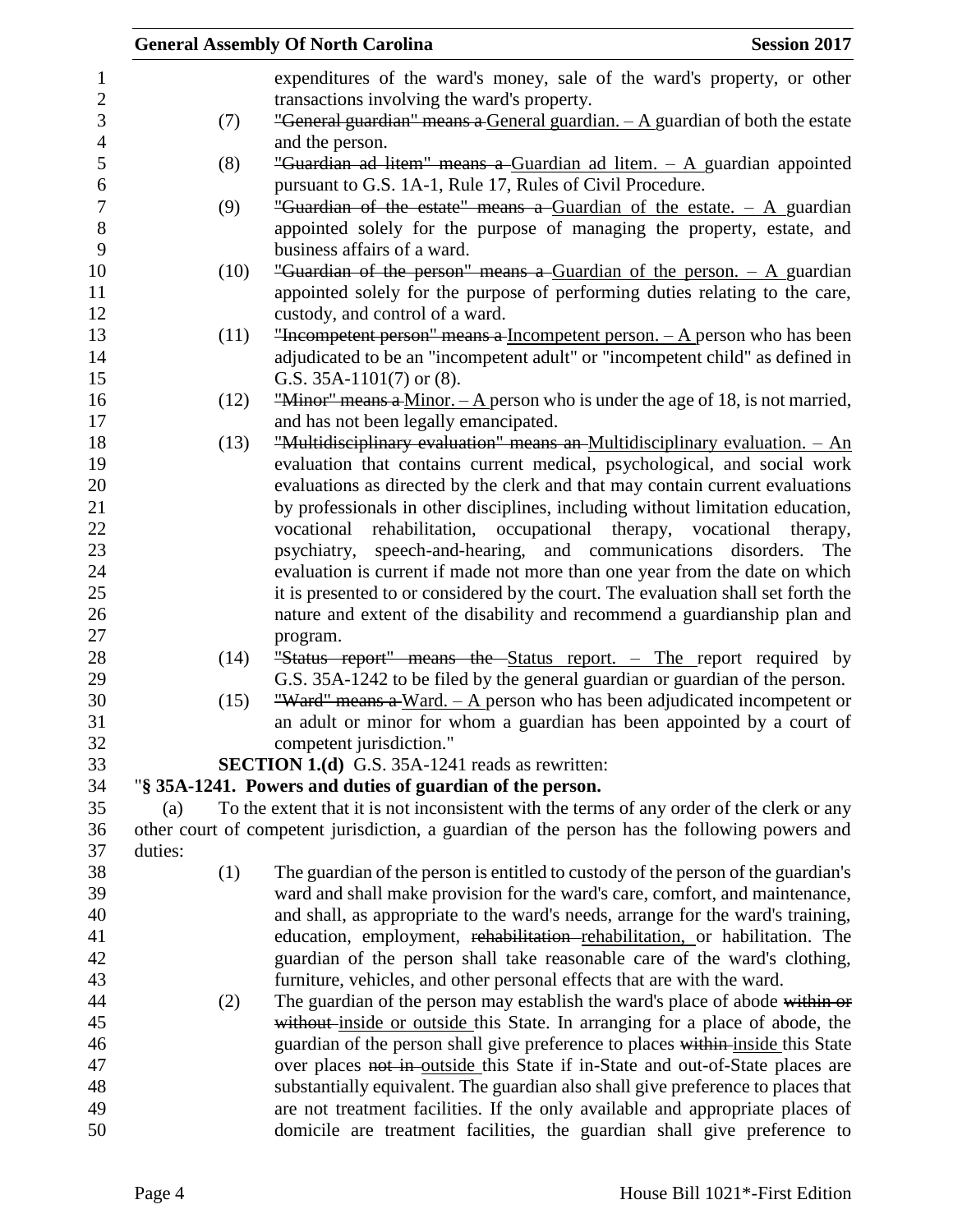expenditures of the ward's money, sale of the ward's property, or other transactions involving the ward's property.

(7) ~~"General guardian" means a~~ General guardian. – A guardian of both the estate and the person.

(8) ~~"Guardian ad litem" means a~~ Guardian ad litem. – A guardian appointed pursuant to G.S. 1A-1, Rule 17, Rules of Civil Procedure.

(9) ~~"Guardian of the estate" means a~~ Guardian of the estate. – A guardian appointed solely for the purpose of managing the property, estate, and business affairs of a ward.

(10) ~~"Guardian of the person" means a~~ Guardian of the person. – A guardian appointed solely for the purpose of performing duties relating to the care, custody, and control of a ward.

(11) ~~"Incompetent person" means a~~ Incompetent person. – A person who has been adjudicated to be an "incompetent adult" or "incompetent child" as defined in G.S. 35A-1101(7) or (8).

(12) ~~"Minor" means a~~ Minor. – A person who is under the age of 18, is not married, and has not been legally emancipated.

(13) ~~"Multidisciplinary evaluation" means an~~ Multidisciplinary evaluation. – An evaluation that contains current medical, psychological, and social work evaluations as directed by the clerk and that may contain current evaluations by professionals in other disciplines, including without limitation education, vocational rehabilitation, occupational therapy, vocational therapy, psychiatry, speech-and-hearing, and communications disorders. The evaluation is current if made not more than one year from the date on which it is presented to or considered by the court. The evaluation shall set forth the nature and extent of the disability and recommend a guardianship plan and program.

(14) ~~"Status report" means the~~ Status report. – The report required by G.S. 35A-1242 to be filed by the general guardian or guardian of the person.

(15) ~~"Ward" means a~~ Ward. – A person who has been adjudicated incompetent or an adult or minor for whom a guardian has been appointed by a court of competent jurisdiction."

**SECTION 1.(d)** G.S. 35A-1241 reads as rewritten:

"**§ 35A-1241. Powers and duties of guardian of the person.**

(a) To the extent that it is not inconsistent with the terms of any order of the clerk or any other court of competent jurisdiction, a guardian of the person has the following powers and duties:

(1) The guardian of the person is entitled to custody of the person of the guardian's ward and shall make provision for the ward's care, comfort, and maintenance, and shall, as appropriate to the ward's needs, arrange for the ward's training, education, employment, ~~rehabilitation~~ rehabilitation, or habilitation. The guardian of the person shall take reasonable care of the ward's clothing, furniture, vehicles, and other personal effects that are with the ward.

(2) The guardian of the person may establish the ward's place of abode ~~within or without~~ inside or outside this State. In arranging for a place of abode, the guardian of the person shall give preference to places ~~within~~ inside this State over places ~~not in~~ outside this State if in-State and out-of-State places are substantially equivalent. The guardian also shall give preference to places that are not treatment facilities. If the only available and appropriate places of domicile are treatment facilities, the guardian shall give preference to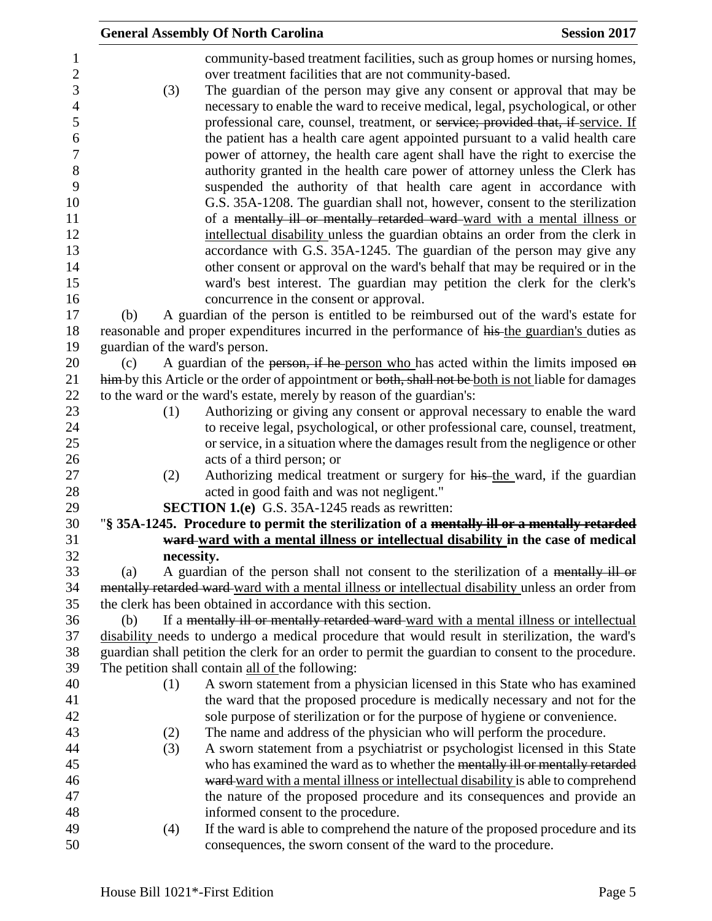community-based treatment facilities, such as group homes or nursing homes, over treatment facilities that are not community-based.

(3) The guardian of the person may give any consent or approval that may be necessary to enable the ward to receive medical, legal, psychological, or other professional care, counsel, treatment, or ~~service; provided that, if~~ service. If the patient has a health care agent appointed pursuant to a valid health care power of attorney, the health care agent shall have the right to exercise the authority granted in the health care power of attorney unless the Clerk has suspended the authority of that health care agent in accordance with G.S. 35A-1208. The guardian shall not, however, consent to the sterilization of a ~~mentally ill or mentally retarded ward~~ ward with a mental illness or intellectual disability unless the guardian obtains an order from the clerk in accordance with G.S. 35A-1245. The guardian of the person may give any other consent or approval on the ward's behalf that may be required or in the ward's best interest. The guardian may petition the clerk for the clerk's concurrence in the consent or approval.

(b) A guardian of the person is entitled to be reimbursed out of the ward's estate for reasonable and proper expenditures incurred in the performance of ~~his~~ the guardian's duties as guardian of the ward's person.

(c) A guardian of the ~~person, if he~~ person who has acted within the limits imposed ~~on him~~ by this Article or the order of appointment or ~~both, shall not be~~ both is not liable for damages to the ward or the ward's estate, merely by reason of the guardian's:

(1) Authorizing or giving any consent or approval necessary to enable the ward to receive legal, psychological, or other professional care, counsel, treatment, or service, in a situation where the damages result from the negligence or other acts of a third person; or

(2) Authorizing medical treatment or surgery for ~~his~~ the ward, if the guardian acted in good faith and was not negligent."

**SECTION 1.(e)** G.S. 35A-1245 reads as rewritten:

"**§ 35A-1245. Procedure to permit the sterilization of a ~~mentally ill or a mentally retarded ward~~ ward with a mental illness or intellectual disability in the case of medical necessity.**

(a) A guardian of the person shall not consent to the sterilization of a ~~mentally ill or mentally retarded ward~~ ward with a mental illness or intellectual disability unless an order from the clerk has been obtained in accordance with this section.

(b) If a ~~mentally ill or mentally retarded ward~~ ward with a mental illness or intellectual disability needs to undergo a medical procedure that would result in sterilization, the ward's guardian shall petition the clerk for an order to permit the guardian to consent to the procedure. The petition shall contain all of the following:

(1) A sworn statement from a physician licensed in this State who has examined the ward that the proposed procedure is medically necessary and not for the sole purpose of sterilization or for the purpose of hygiene or convenience.

(2) The name and address of the physician who will perform the procedure.

(3) A sworn statement from a psychiatrist or psychologist licensed in this State who has examined the ward as to whether the ~~mentally ill or mentally retarded ward~~ ward with a mental illness or intellectual disability is able to comprehend the nature of the proposed procedure and its consequences and provide an informed consent to the procedure.

(4) If the ward is able to comprehend the nature of the proposed procedure and its consequences, the sworn consent of the ward to the procedure.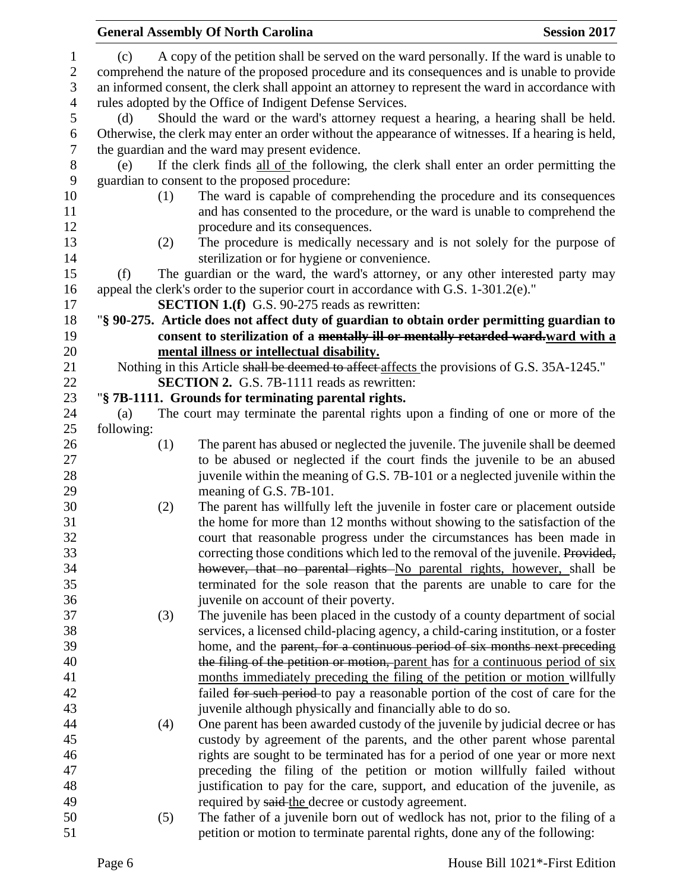(c) A copy of the petition shall be served on the ward personally. If the ward is unable to comprehend the nature of the proposed procedure and its consequences and is unable to provide an informed consent, the clerk shall appoint an attorney to represent the ward in accordance with rules adopted by the Office of Indigent Defense Services.

(d) Should the ward or the ward's attorney request a hearing, a hearing shall be held. Otherwise, the clerk may enter an order without the appearance of witnesses. If a hearing is held, the guardian and the ward may present evidence.

(e) If the clerk finds all of the following, the clerk shall enter an order permitting the guardian to consent to the proposed procedure:

- (1) The ward is capable of comprehending the procedure and its consequences and has consented to the procedure, or the ward is unable to comprehend the procedure and its consequences.
- (2) The procedure is medically necessary and is not solely for the purpose of sterilization or for hygiene or convenience.

(f) The guardian or the ward, the ward's attorney, or any other interested party may appeal the clerk's order to the superior court in accordance with G.S. 1-301.2(e)."

**SECTION 1.(f)** G.S. 90-275 reads as rewritten:

"**§ 90-275. Article does not affect duty of guardian to obtain order permitting guardian to consent to sterilization of a ~~mentally ill or mentally retarded ward.~~ward with a mental illness or intellectual disability.**

Nothing in this Article ~~shall be deemed to affect~~ affects the provisions of G.S. 35A-1245."

**SECTION 2.** G.S. 7B-1111 reads as rewritten:

"**§ 7B-1111. Grounds for terminating parental rights.**

(a) The court may terminate the parental rights upon a finding of one or more of the following:

- (1) The parent has abused or neglected the juvenile. The juvenile shall be deemed to be abused or neglected if the court finds the juvenile to be an abused juvenile within the meaning of G.S. 7B-101 or a neglected juvenile within the meaning of G.S. 7B-101.
- (2) The parent has willfully left the juvenile in foster care or placement outside the home for more than 12 months without showing to the satisfaction of the court that reasonable progress under the circumstances has been made in correcting those conditions which led to the removal of the juvenile. ~~Provided, however, that no parental rights~~ No parental rights, however, shall be terminated for the sole reason that the parents are unable to care for the juvenile on account of their poverty.
- (3) The juvenile has been placed in the custody of a county department of social services, a licensed child-placing agency, a child-caring institution, or a foster home, and the ~~parent, for a continuous period of six months next preceding the filing of the petition or motion,~~ parent has for a continuous period of six months immediately preceding the filing of the petition or motion willfully failed ~~for such period~~ to pay a reasonable portion of the cost of care for the juvenile although physically and financially able to do so.
- (4) One parent has been awarded custody of the juvenile by judicial decree or has custody by agreement of the parents, and the other parent whose parental rights are sought to be terminated has for a period of one year or more next preceding the filing of the petition or motion willfully failed without justification to pay for the care, support, and education of the juvenile, as required by ~~said~~ the decree or custody agreement.
- (5) The father of a juvenile born out of wedlock has not, prior to the filing of a petition or motion to terminate parental rights, done any of the following: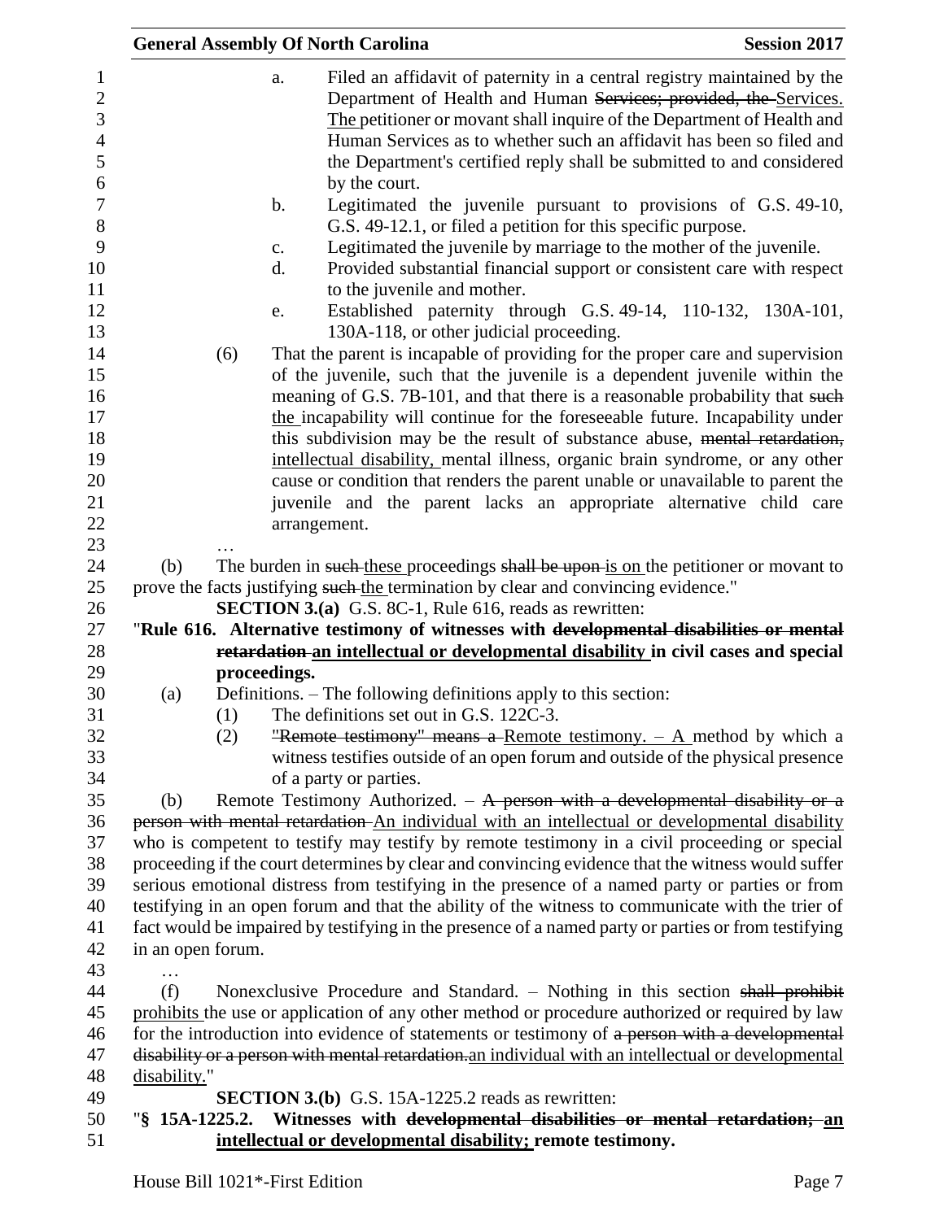a. Filed an affidavit of paternity in a central registry maintained by the Department of Health and Human ~~Services; provided, the~~ Services. The petitioner or movant shall inquire of the Department of Health and Human Services as to whether such an affidavit has been so filed and the Department's certified reply shall be submitted to and considered by the court.

b. Legitimated the juvenile pursuant to provisions of G.S. 49-10, G.S. 49-12.1, or filed a petition for this specific purpose.

c. Legitimated the juvenile by marriage to the mother of the juvenile.

d. Provided substantial financial support or consistent care with respect to the juvenile and mother.

e. Established paternity through G.S. 49-14, 110-132, 130A-101, 130A-118, or other judicial proceeding.

(6) That the parent is incapable of providing for the proper care and supervision of the juvenile, such that the juvenile is a dependent juvenile within the meaning of G.S. 7B-101, and that there is a reasonable probability that ~~such~~ the incapability will continue for the foreseeable future. Incapability under this subdivision may be the result of substance abuse, ~~mental retardation,~~ intellectual disability, mental illness, organic brain syndrome, or any other cause or condition that renders the parent unable or unavailable to parent the juvenile and the parent lacks an appropriate alternative child care arrangement.

…

(b) The burden in ~~such~~ these proceedings ~~shall be upon~~ is on the petitioner or movant to prove the facts justifying ~~such~~ the termination by clear and convincing evidence."

**SECTION 3.(a)** G.S. 8C-1, Rule 616, reads as rewritten:

"**Rule 616. Alternative testimony of witnesses with ~~developmental disabilities or mental retardation~~ an intellectual or developmental disability in civil cases and special proceedings.**

(a) Definitions. – The following definitions apply to this section:

(1) The definitions set out in G.S. 122C-3.

(2) ~~"Remote testimony" means a~~ Remote testimony. – A method by which a witness testifies outside of an open forum and outside of the physical presence of a party or parties.

(b) Remote Testimony Authorized. – ~~A person with a developmental disability or a person with mental retardation~~ An individual with an intellectual or developmental disability who is competent to testify may testify by remote testimony in a civil proceeding or special proceeding if the court determines by clear and convincing evidence that the witness would suffer serious emotional distress from testifying in the presence of a named party or parties or from testifying in an open forum and that the ability of the witness to communicate with the trier of fact would be impaired by testifying in the presence of a named party or parties or from testifying in an open forum.

…

(f) Nonexclusive Procedure and Standard. – Nothing in this section ~~shall prohibit~~ prohibits the use or application of any other method or procedure authorized or required by law for the introduction into evidence of statements or testimony of ~~a person with a developmental disability or a person with mental retardation.~~an individual with an intellectual or developmental disability."

**SECTION 3.(b)** G.S. 15A-1225.2 reads as rewritten:

"**§ 15A-1225.2. Witnesses with ~~developmental disabilities or mental retardation;~~ an intellectual or developmental disability; remote testimony.**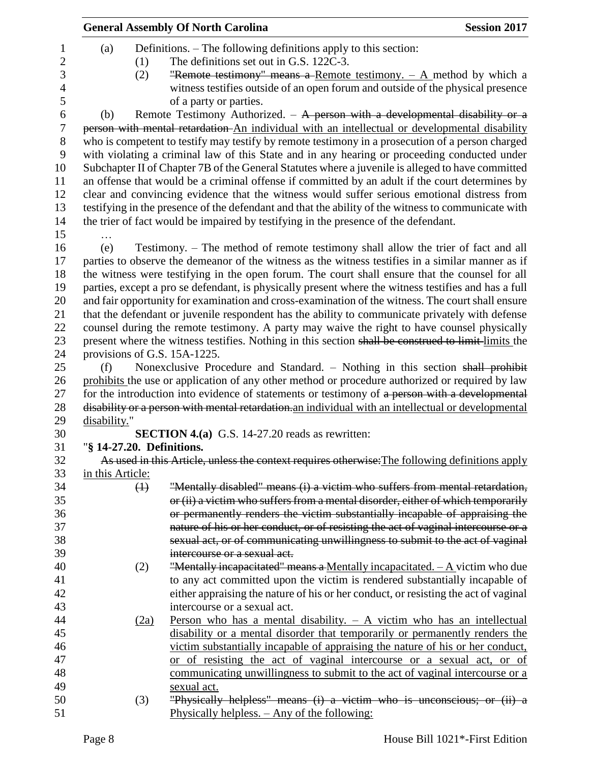(a) Definitions. – The following definitions apply to this section:

(1) The definitions set out in G.S. 122C-3.

(2) ~~"Remote testimony" means a~~ Remote testimony. – A method by which a witness testifies outside of an open forum and outside of the physical presence of a party or parties.

(b) Remote Testimony Authorized. – ~~A person with a developmental disability or a person with mental retardation~~ An individual with an intellectual or developmental disability who is competent to testify may testify by remote testimony in a prosecution of a person charged with violating a criminal law of this State and in any hearing or proceeding conducted under Subchapter II of Chapter 7B of the General Statutes where a juvenile is alleged to have committed an offense that would be a criminal offense if committed by an adult if the court determines by clear and convincing evidence that the witness would suffer serious emotional distress from testifying in the presence of the defendant and that the ability of the witness to communicate with the trier of fact would be impaired by testifying in the presence of the defendant.

…

(e) Testimony. – The method of remote testimony shall allow the trier of fact and all parties to observe the demeanor of the witness as the witness testifies in a similar manner as if the witness were testifying in the open forum. The court shall ensure that the counsel for all parties, except a pro se defendant, is physically present where the witness testifies and has a full and fair opportunity for examination and cross-examination of the witness. The court shall ensure that the defendant or juvenile respondent has the ability to communicate privately with defense counsel during the remote testimony. A party may waive the right to have counsel physically present where the witness testifies. Nothing in this section ~~shall be construed to limit~~ limits the provisions of G.S. 15A-1225.

(f) Nonexclusive Procedure and Standard. – Nothing in this section ~~shall prohibit~~ prohibits the use or application of any other method or procedure authorized or required by law for the introduction into evidence of statements or testimony of ~~a person with a developmental disability or a person with mental retardation.~~ an individual with an intellectual or developmental disability."

**SECTION 4.(a)** G.S. 14-27.20 reads as rewritten:

"**§ 14-27.20. Definitions.**

~~As used in this Article, unless the context requires otherwise:~~ The following definitions apply in this Article:

~~(1) "Mentally disabled" means (i) a victim who suffers from mental retardation, or (ii) a victim who suffers from a mental disorder, either of which temporarily or permanently renders the victim substantially incapable of appraising the nature of his or her conduct, or of resisting the act of vaginal intercourse or a sexual act, or of communicating unwillingness to submit to the act of vaginal intercourse or a sexual act.~~

(2) ~~"Mentally incapacitated" means a~~ Mentally incapacitated. – A victim who due to any act committed upon the victim is rendered substantially incapable of either appraising the nature of his or her conduct, or resisting the act of vaginal intercourse or a sexual act.

(2a) Person who has a mental disability. – A victim who has an intellectual disability or a mental disorder that temporarily or permanently renders the victim substantially incapable of appraising the nature of his or her conduct, or of resisting the act of vaginal intercourse or a sexual act, or of communicating unwillingness to submit to the act of vaginal intercourse or a sexual act.

(3) ~~"Physically helpless" means (i) a victim who is unconscious; or (ii) a~~ Physically helpless. – Any of the following: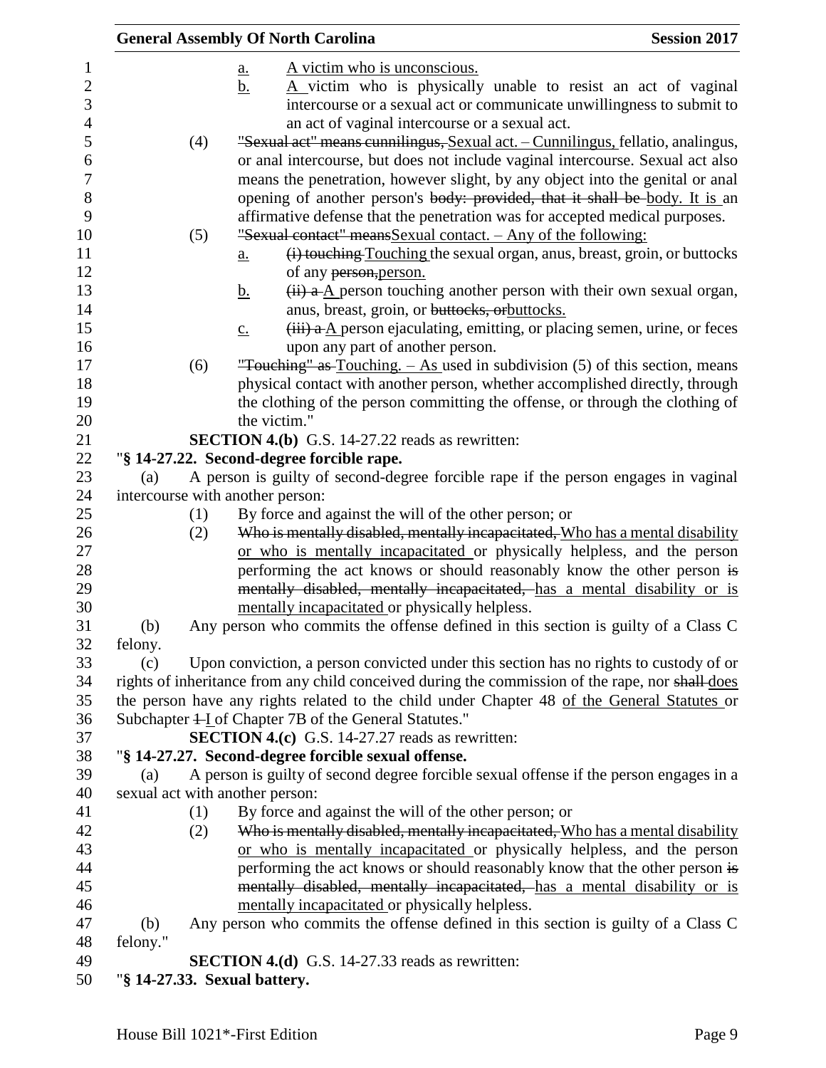a. A victim who is unconscious.

b. A victim who is physically unable to resist an act of vaginal intercourse or a sexual act or communicate unwillingness to submit to an act of vaginal intercourse or a sexual act.

(4) ~~"Sexual act" means cunnilingus,~~ Sexual act. – Cunnilingus, fellatio, analingus, or anal intercourse, but does not include vaginal intercourse. Sexual act also means the penetration, however slight, by any object into the genital or anal opening of another person's ~~body: provided, that it shall be~~ body. It is an affirmative defense that the penetration was for accepted medical purposes.

(5) ~~"Sexual contact" means~~Sexual contact. – Any of the following:

a. ~~(i) touching~~ Touching the sexual organ, anus, breast, groin, or buttocks of any ~~person,~~person.

b. ~~(ii) a~~ A person touching another person with their own sexual organ, anus, breast, groin, or ~~buttocks, or~~buttocks.

c. ~~(iii) a~~ A person ejaculating, emitting, or placing semen, urine, or feces upon any part of another person.

(6) ~~"Touching" as~~ Touching. – As used in subdivision (5) of this section, means physical contact with another person, whether accomplished directly, through the clothing of the person committing the offense, or through the clothing of the victim."

**SECTION 4.(b)** G.S. 14-27.22 reads as rewritten:

"**§ 14-27.22. Second-degree forcible rape.**

(a) A person is guilty of second-degree forcible rape if the person engages in vaginal intercourse with another person:

(1) By force and against the will of the other person; or

(2) ~~Who is mentally disabled, mentally incapacitated,~~ Who has a mental disability or who is mentally incapacitated or physically helpless, and the person performing the act knows or should reasonably know the other person ~~is mentally disabled, mentally incapacitated,~~ has a mental disability or is mentally incapacitated or physically helpless.

(b) Any person who commits the offense defined in this section is guilty of a Class C felony.

(c) Upon conviction, a person convicted under this section has no rights to custody of or rights of inheritance from any child conceived during the commission of the rape, nor ~~shall~~ does the person have any rights related to the child under Chapter 48 of the General Statutes or Subchapter ~~1~~ I of Chapter 7B of the General Statutes."

**SECTION 4.(c)** G.S. 14-27.27 reads as rewritten:

"**§ 14-27.27. Second-degree forcible sexual offense.**

(a) A person is guilty of second degree forcible sexual offense if the person engages in a sexual act with another person:

(1) By force and against the will of the other person; or

(2) ~~Who is mentally disabled, mentally incapacitated,~~ Who has a mental disability or who is mentally incapacitated or physically helpless, and the person performing the act knows or should reasonably know that the other person ~~is mentally disabled, mentally incapacitated,~~ has a mental disability or is mentally incapacitated or physically helpless.

(b) Any person who commits the offense defined in this section is guilty of a Class C felony."

**SECTION 4.(d)** G.S. 14-27.33 reads as rewritten:

"**§ 14-27.33. Sexual battery.**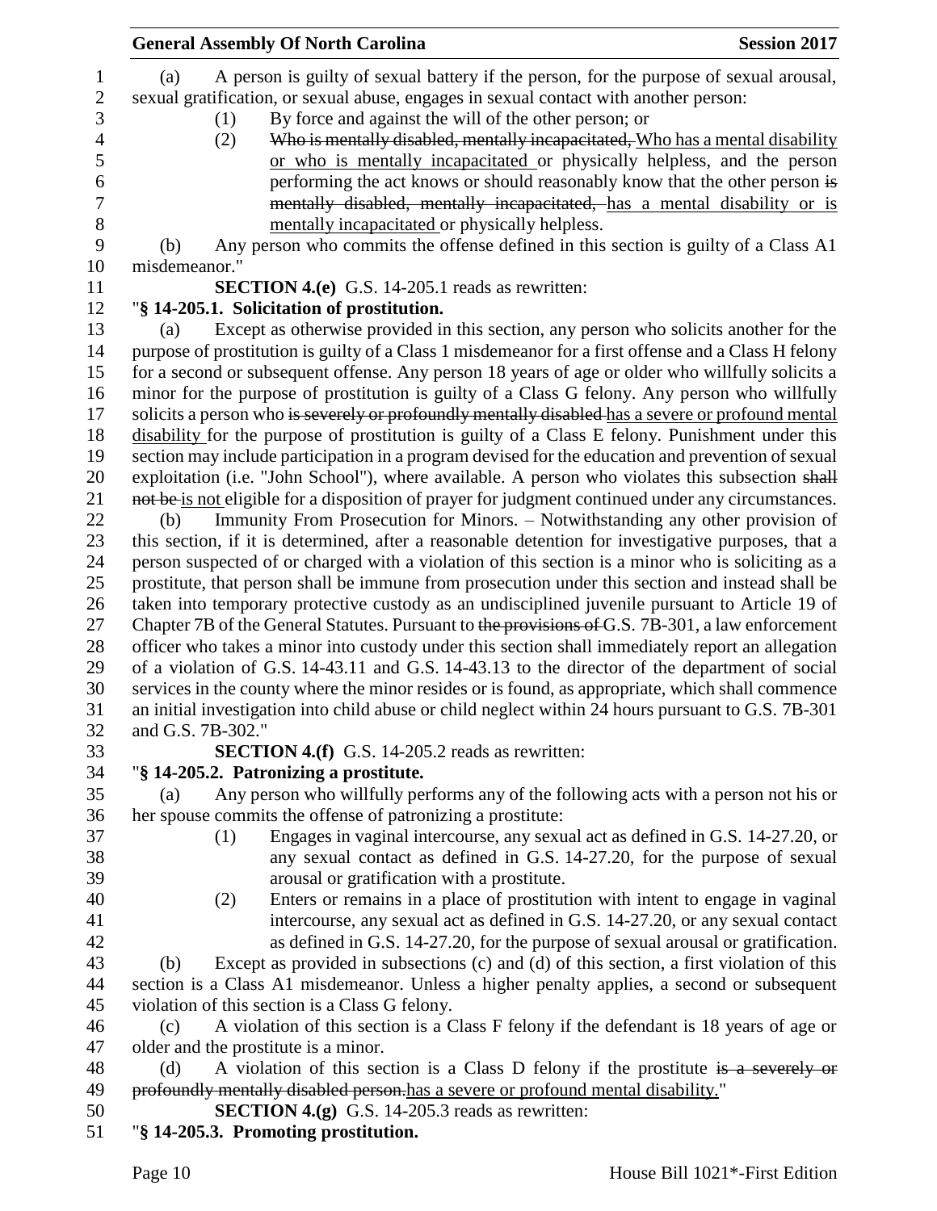(a) A person is guilty of sexual battery if the person, for the purpose of sexual arousal, sexual gratification, or sexual abuse, engages in sexual contact with another person:

(1) By force and against the will of the other person; or

(2) ~~Who is mentally disabled, mentally incapacitated,~~ Who has a mental disability or who is mentally incapacitated or physically helpless, and the person performing the act knows or should reasonably know that the other person ~~is mentally disabled, mentally incapacitated,~~ has a mental disability or is mentally incapacitated or physically helpless.

(b) Any person who commits the offense defined in this section is guilty of a Class A1 misdemeanor."

**SECTION 4.(e)** G.S. 14-205.1 reads as rewritten:

"**§ 14-205.1. Solicitation of prostitution.**

(a) Except as otherwise provided in this section, any person who solicits another for the purpose of prostitution is guilty of a Class 1 misdemeanor for a first offense and a Class H felony for a second or subsequent offense. Any person 18 years of age or older who willfully solicits a minor for the purpose of prostitution is guilty of a Class G felony. Any person who willfully solicits a person who ~~is severely or profoundly mentally disabled~~ has a severe or profound mental disability for the purpose of prostitution is guilty of a Class E felony. Punishment under this section may include participation in a program devised for the education and prevention of sexual exploitation (i.e. "John School"), where available. A person who violates this subsection ~~shall not be~~ is not eligible for a disposition of prayer for judgment continued under any circumstances.

(b) Immunity From Prosecution for Minors. – Notwithstanding any other provision of this section, if it is determined, after a reasonable detention for investigative purposes, that a person suspected of or charged with a violation of this section is a minor who is soliciting as a prostitute, that person shall be immune from prosecution under this section and instead shall be taken into temporary protective custody as an undisciplined juvenile pursuant to Article 19 of Chapter 7B of the General Statutes. Pursuant to ~~the provisions of~~ G.S. 7B-301, a law enforcement officer who takes a minor into custody under this section shall immediately report an allegation of a violation of G.S. 14-43.11 and G.S. 14-43.13 to the director of the department of social services in the county where the minor resides or is found, as appropriate, which shall commence an initial investigation into child abuse or child neglect within 24 hours pursuant to G.S. 7B-301 and G.S. 7B-302."

**SECTION 4.(f)** G.S. 14-205.2 reads as rewritten:

"**§ 14-205.2. Patronizing a prostitute.**

(a) Any person who willfully performs any of the following acts with a person not his or her spouse commits the offense of patronizing a prostitute:

(1) Engages in vaginal intercourse, any sexual act as defined in G.S. 14-27.20, or any sexual contact as defined in G.S. 14-27.20, for the purpose of sexual arousal or gratification with a prostitute.

(2) Enters or remains in a place of prostitution with intent to engage in vaginal intercourse, any sexual act as defined in G.S. 14-27.20, or any sexual contact as defined in G.S. 14-27.20, for the purpose of sexual arousal or gratification.

(b) Except as provided in subsections (c) and (d) of this section, a first violation of this section is a Class A1 misdemeanor. Unless a higher penalty applies, a second or subsequent violation of this section is a Class G felony.

(c) A violation of this section is a Class F felony if the defendant is 18 years of age or older and the prostitute is a minor.

(d) A violation of this section is a Class D felony if the prostitute ~~is a severely or profoundly mentally disabled person.~~has a severe or profound mental disability."

**SECTION 4.(g)** G.S. 14-205.3 reads as rewritten:

"**§ 14-205.3. Promoting prostitution.**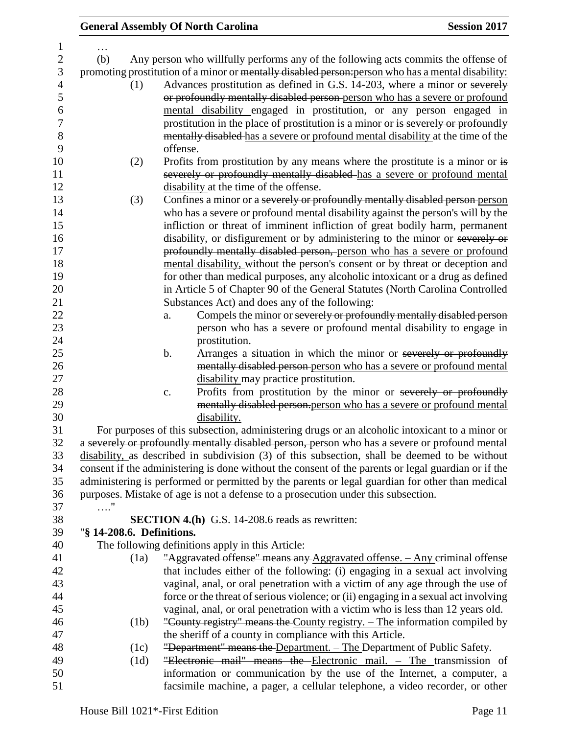…

(b) Any person who willfully performs any of the following acts commits the offense of promoting prostitution of a minor or ~~mentally disabled person:~~ person who has a mental disability:

(1) Advances prostitution as defined in G.S. 14-203, where a minor or ~~severely or profoundly mentally disabled person~~ person who has a severe or profound mental disability engaged in prostitution, or any person engaged in prostitution in the place of prostitution is a minor or ~~is severely or profoundly mentally disabled~~ has a severe or profound mental disability at the time of the offense.

(2) Profits from prostitution by any means where the prostitute is a minor or ~~is severely or profoundly mentally disabled~~ has a severe or profound mental disability at the time of the offense.

(3) Confines a minor or a ~~severely or profoundly mentally disabled person~~ person who has a severe or profound mental disability against the person's will by the infliction or threat of imminent infliction of great bodily harm, permanent disability, or disfigurement or by administering to the minor or ~~severely or profoundly mentally disabled person,~~ person who has a severe or profound mental disability, without the person's consent or by threat or deception and for other than medical purposes, any alcoholic intoxicant or a drug as defined in Article 5 of Chapter 90 of the General Statutes (North Carolina Controlled Substances Act) and does any of the following:

a. Compels the minor or ~~severely or profoundly mentally disabled person~~ person who has a severe or profound mental disability to engage in prostitution.

b. Arranges a situation in which the minor or ~~severely or profoundly mentally disabled person~~ person who has a severe or profound mental disability may practice prostitution.

c. Profits from prostitution by the minor or ~~severely or profoundly mentally disabled person.~~ person who has a severe or profound mental disability.

For purposes of this subsection, administering drugs or an alcoholic intoxicant to a minor or a ~~severely or profoundly mentally disabled person,~~ person who has a severe or profound mental disability, as described in subdivision (3) of this subsection, shall be deemed to be without consent if the administering is done without the consent of the parents or legal guardian or if the administering is performed or permitted by the parents or legal guardian for other than medical purposes. Mistake of age is not a defense to a prosecution under this subsection.

…."

**SECTION 4.(h)** G.S. 14-208.6 reads as rewritten:

"**§ 14-208.6. Definitions.**

The following definitions apply in this Article:

(1a) ~~"Aggravated offense" means any~~ Aggravated offense. – Any criminal offense that includes either of the following: (i) engaging in a sexual act involving vaginal, anal, or oral penetration with a victim of any age through the use of force or the threat of serious violence; or (ii) engaging in a sexual act involving vaginal, anal, or oral penetration with a victim who is less than 12 years old.

(1b) ~~"County registry" means the~~ County registry. – The information compiled by the sheriff of a county in compliance with this Article.

(1c) ~~"Department" means the~~ Department. – The Department of Public Safety.

(1d) ~~"Electronic mail" means the~~ Electronic mail. – The transmission of information or communication by the use of the Internet, a computer, a facsimile machine, a pager, a cellular telephone, a video recorder, or other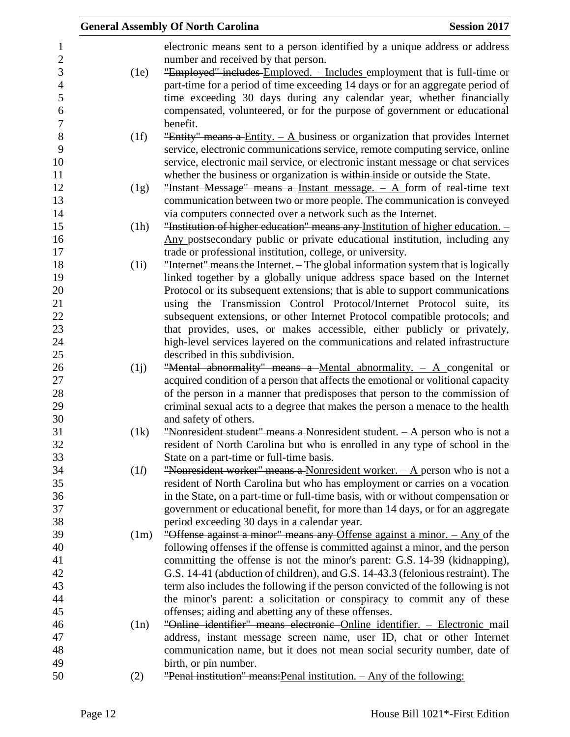electronic means sent to a person identified by a unique address or address number and received by that person.

(1e) ~~"Employed" includes~~ Employed. – Includes employment that is full-time or part-time for a period of time exceeding 14 days or for an aggregate period of time exceeding 30 days during any calendar year, whether financially compensated, volunteered, or for the purpose of government or educational benefit.

(1f) ~~"Entity" means a~~ Entity. – A business or organization that provides Internet service, electronic communications service, remote computing service, online service, electronic mail service, or electronic instant message or chat services whether the business or organization is ~~within~~ inside or outside the State.

(1g) ~~"Instant Message" means a~~ Instant message. – A form of real-time text communication between two or more people. The communication is conveyed via computers connected over a network such as the Internet.

(1h) ~~"Institution of higher education" means any~~ Institution of higher education. – Any postsecondary public or private educational institution, including any trade or professional institution, college, or university.

(1i) ~~"Internet" means the~~ Internet. – The global information system that is logically linked together by a globally unique address space based on the Internet Protocol or its subsequent extensions; that is able to support communications using the Transmission Control Protocol/Internet Protocol suite, its subsequent extensions, or other Internet Protocol compatible protocols; and that provides, uses, or makes accessible, either publicly or privately, high-level services layered on the communications and related infrastructure described in this subdivision.

(1j) ~~"Mental abnormality" means a~~ Mental abnormality. – A congenital or acquired condition of a person that affects the emotional or volitional capacity of the person in a manner that predisposes that person to the commission of criminal sexual acts to a degree that makes the person a menace to the health and safety of others.

(1k) ~~"Nonresident student" means a~~ Nonresident student. – A person who is not a resident of North Carolina but who is enrolled in any type of school in the State on a part-time or full-time basis.

(1*l*) ~~"Nonresident worker" means a~~ Nonresident worker. – A person who is not a resident of North Carolina but who has employment or carries on a vocation in the State, on a part-time or full-time basis, with or without compensation or government or educational benefit, for more than 14 days, or for an aggregate period exceeding 30 days in a calendar year.

(1m) ~~"Offense against a minor" means any~~ Offense against a minor. – Any of the following offenses if the offense is committed against a minor, and the person committing the offense is not the minor's parent: G.S. 14-39 (kidnapping), G.S. 14-41 (abduction of children), and G.S. 14-43.3 (felonious restraint). The term also includes the following if the person convicted of the following is not the minor's parent: a solicitation or conspiracy to commit any of these offenses; aiding and abetting any of these offenses.

(1n) ~~"Online identifier" means electronic~~ Online identifier. – Electronic mail address, instant message screen name, user ID, chat or other Internet communication name, but it does not mean social security number, date of birth, or pin number.

(2) ~~"Penal institution" means:~~ Penal institution. – Any of the following: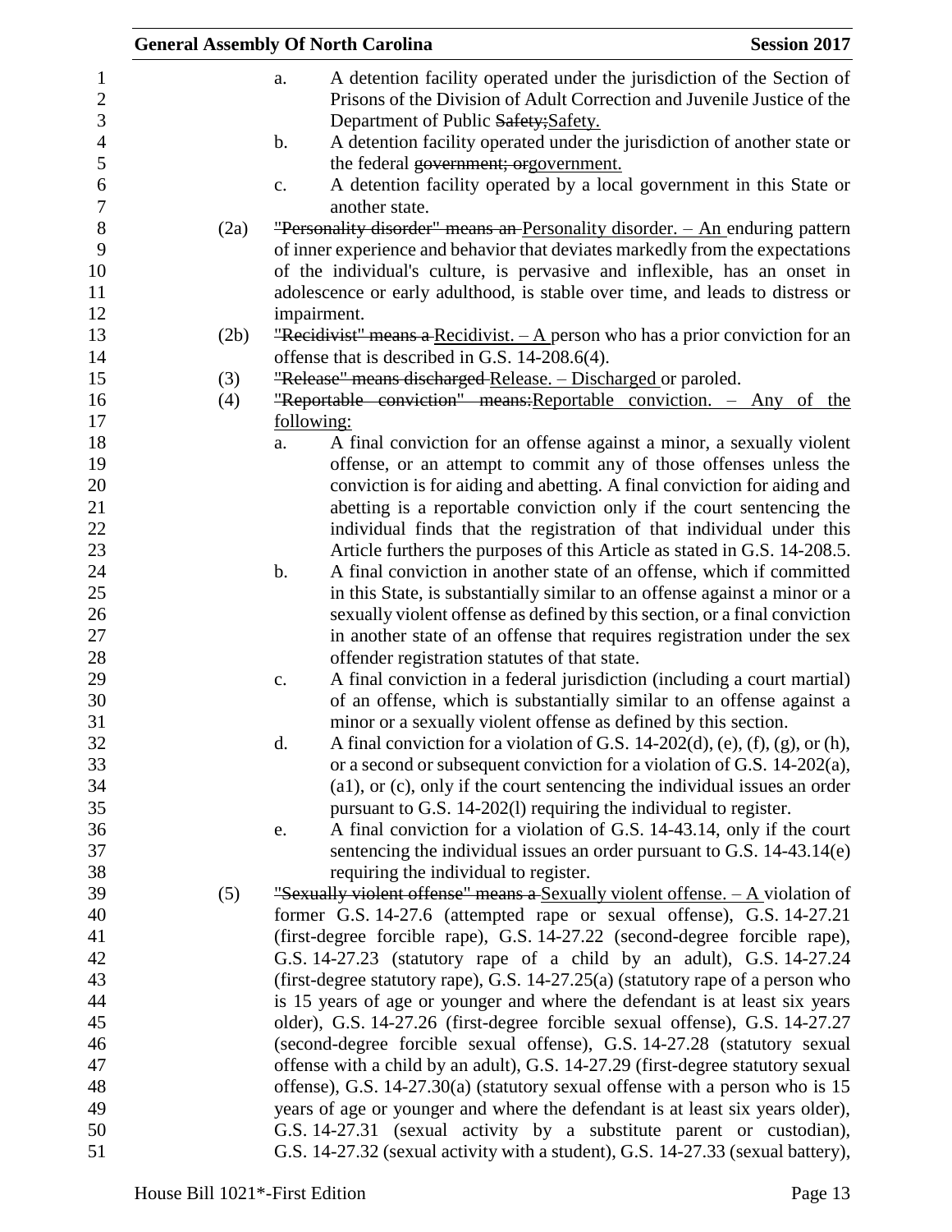a. A detention facility operated under the jurisdiction of the Section of Prisons of the Division of Adult Correction and Juvenile Justice of the Department of Public ~~Safety;~~Safety.

b. A detention facility operated under the jurisdiction of another state or the federal ~~government; or~~government.

c. A detention facility operated by a local government in this State or another state.

(2a) ~~"Personality disorder" means an~~ Personality disorder. – An enduring pattern of inner experience and behavior that deviates markedly from the expectations of the individual's culture, is pervasive and inflexible, has an onset in adolescence or early adulthood, is stable over time, and leads to distress or impairment.

(2b) ~~"Recidivist" means a~~ Recidivist. – A person who has a prior conviction for an offense that is described in G.S. 14-208.6(4).

(3) ~~"Release" means discharged~~ Release. – Discharged or paroled.

(4) ~~"Reportable conviction" means:~~Reportable conviction. – Any of the following:

a. A final conviction for an offense against a minor, a sexually violent offense, or an attempt to commit any of those offenses unless the conviction is for aiding and abetting. A final conviction for aiding and abetting is a reportable conviction only if the court sentencing the individual finds that the registration of that individual under this Article furthers the purposes of this Article as stated in G.S. 14-208.5.

b. A final conviction in another state of an offense, which if committed in this State, is substantially similar to an offense against a minor or a sexually violent offense as defined by this section, or a final conviction in another state of an offense that requires registration under the sex offender registration statutes of that state.

c. A final conviction in a federal jurisdiction (including a court martial) of an offense, which is substantially similar to an offense against a minor or a sexually violent offense as defined by this section.

d. A final conviction for a violation of G.S. 14-202(d), (e), (f), (g), or (h), or a second or subsequent conviction for a violation of G.S. 14-202(a), (a1), or (c), only if the court sentencing the individual issues an order pursuant to G.S. 14-202(l) requiring the individual to register.

e. A final conviction for a violation of G.S. 14-43.14, only if the court sentencing the individual issues an order pursuant to G.S. 14-43.14(e) requiring the individual to register.

(5) ~~"Sexually violent offense" means a~~ Sexually violent offense. – A violation of former G.S. 14-27.6 (attempted rape or sexual offense), G.S. 14-27.21 (first-degree forcible rape), G.S. 14-27.22 (second-degree forcible rape), G.S. 14-27.23 (statutory rape of a child by an adult), G.S. 14-27.24 (first-degree statutory rape), G.S. 14-27.25(a) (statutory rape of a person who is 15 years of age or younger and where the defendant is at least six years older), G.S. 14-27.26 (first-degree forcible sexual offense), G.S. 14-27.27 (second-degree forcible sexual offense), G.S. 14-27.28 (statutory sexual offense with a child by an adult), G.S. 14-27.29 (first-degree statutory sexual offense), G.S. 14-27.30(a) (statutory sexual offense with a person who is 15 years of age or younger and where the defendant is at least six years older), G.S. 14-27.31 (sexual activity by a substitute parent or custodian), G.S. 14-27.32 (sexual activity with a student), G.S. 14-27.33 (sexual battery),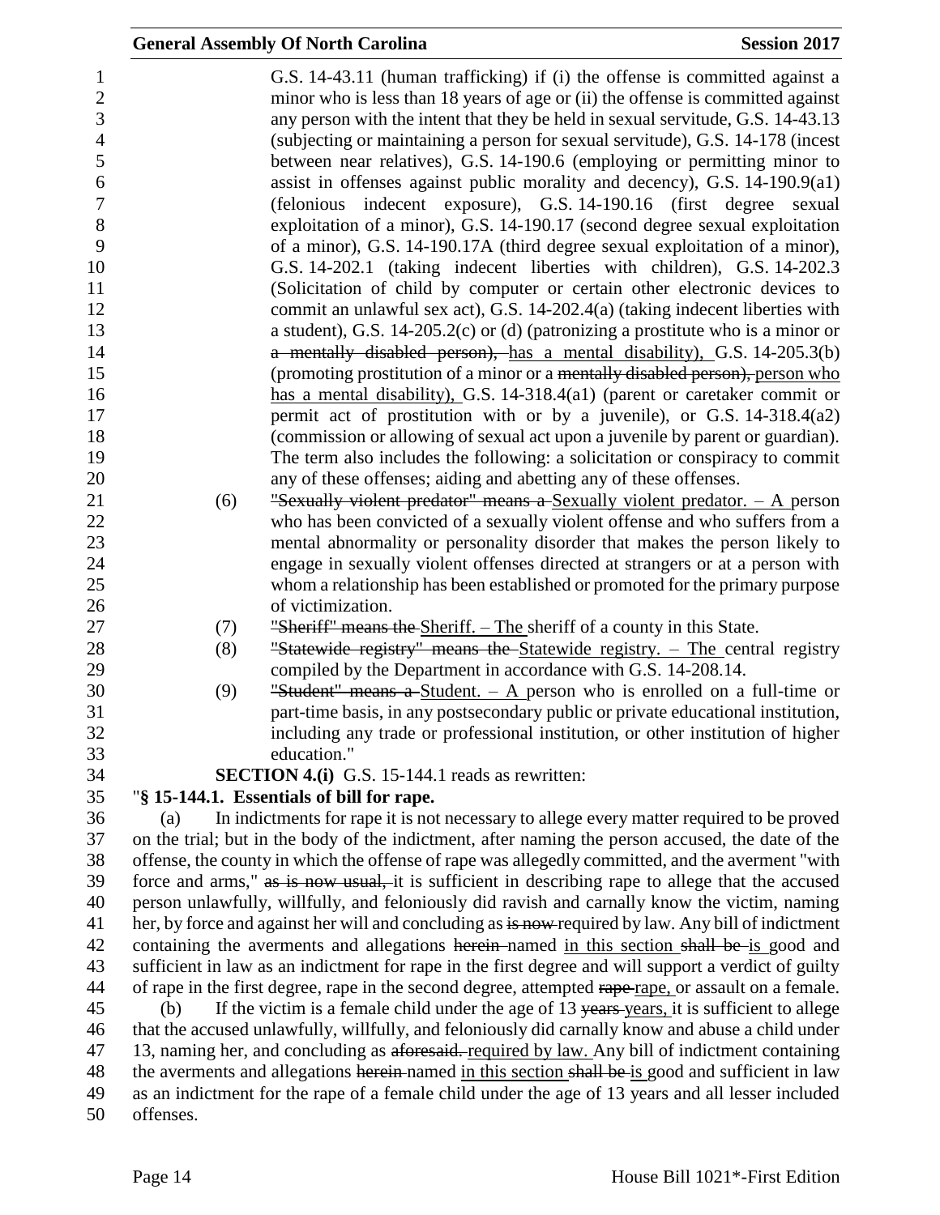G.S. 14-43.11 (human trafficking) if (i) the offense is committed against a minor who is less than 18 years of age or (ii) the offense is committed against any person with the intent that they be held in sexual servitude, G.S. 14-43.13 (subjecting or maintaining a person for sexual servitude), G.S. 14-178 (incest between near relatives), G.S. 14-190.6 (employing or permitting minor to assist in offenses against public morality and decency), G.S. 14-190.9(a1) (felonious indecent exposure), G.S. 14-190.16 (first degree sexual exploitation of a minor), G.S. 14-190.17 (second degree sexual exploitation of a minor), G.S. 14-190.17A (third degree sexual exploitation of a minor), G.S. 14-202.1 (taking indecent liberties with children), G.S. 14-202.3 (Solicitation of child by computer or certain other electronic devices to commit an unlawful sex act), G.S. 14-202.4(a) (taking indecent liberties with a student), G.S. 14-205.2(c) or (d) (patronizing a prostitute who is a minor or ~~a mentally disabled person),~~ <u>has a mental disability),</u> G.S. 14-205.3(b) (promoting prostitution of a minor or a ~~mentally disabled person),~~ <u>person who has a mental disability),</u> G.S. 14-318.4(a1) (parent or caretaker commit or permit act of prostitution with or by a juvenile), or G.S. 14-318.4(a2) (commission or allowing of sexual act upon a juvenile by parent or guardian). The term also includes the following: a solicitation or conspiracy to commit any of these offenses; aiding and abetting any of these offenses.

(6) ~~"Sexually violent predator" means a~~ <u>Sexually violent predator. – A</u> person who has been convicted of a sexually violent offense and who suffers from a mental abnormality or personality disorder that makes the person likely to engage in sexually violent offenses directed at strangers or at a person with whom a relationship has been established or promoted for the primary purpose of victimization.

(7) ~~"Sheriff" means the~~ <u>Sheriff. – The</u> sheriff of a county in this State.

(8) ~~"Statewide registry" means the~~ <u>Statewide registry. – The</u> central registry compiled by the Department in accordance with G.S. 14-208.14.

(9) ~~"Student" means a~~ <u>Student. – A</u> person who is enrolled on a full-time or part-time basis, in any postsecondary public or private educational institution, including any trade or professional institution, or other institution of higher education."

**SECTION 4.(i)** G.S. 15-144.1 reads as rewritten:

"**§ 15-144.1. Essentials of bill for rape.**

(a) In indictments for rape it is not necessary to allege every matter required to be proved on the trial; but in the body of the indictment, after naming the person accused, the date of the offense, the county in which the offense of rape was allegedly committed, and the averment "with force and arms," ~~as is now usual,~~ it is sufficient in describing rape to allege that the accused person unlawfully, willfully, and feloniously did ravish and carnally know the victim, naming her, by force and against her will and concluding as ~~is now~~ required by law. Any bill of indictment containing the averments and allegations ~~herein~~ named <u>in this section</u> ~~shall be~~ <u>is</u> good and sufficient in law as an indictment for rape in the first degree and will support a verdict of guilty of rape in the first degree, rape in the second degree, attempted ~~rape~~ <u>rape,</u> or assault on a female.

(b) If the victim is a female child under the age of 13 ~~years~~ <u>years,</u> it is sufficient to allege that the accused unlawfully, willfully, and feloniously did carnally know and abuse a child under 13, naming her, and concluding as ~~aforesaid.~~ <u>required by law.</u> Any bill of indictment containing the averments and allegations ~~herein~~ named <u>in this section</u> ~~shall be~~ <u>is</u> good and sufficient in law as an indictment for the rape of a female child under the age of 13 years and all lesser included offenses.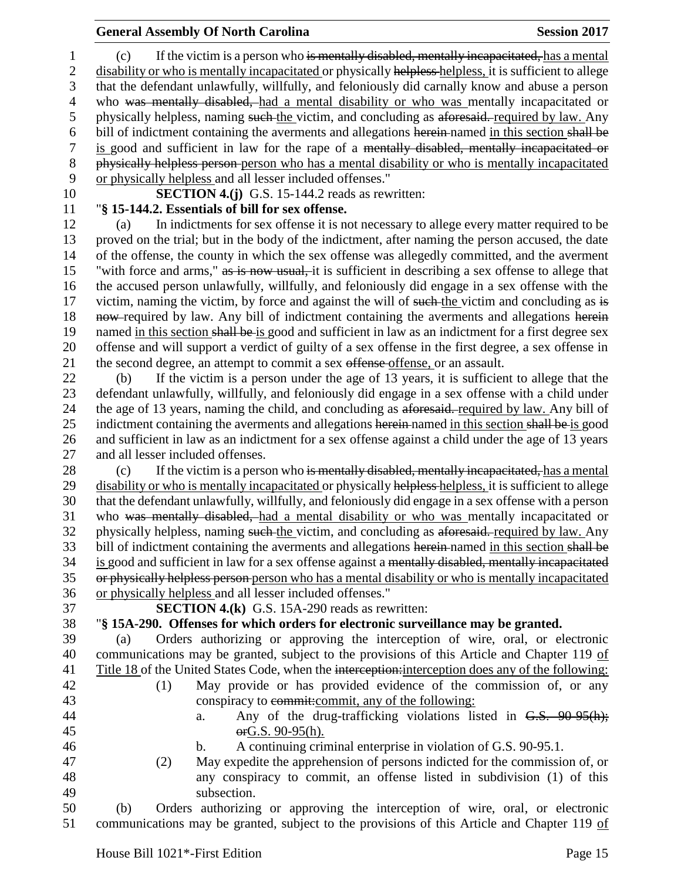(c) If the victim is a person who ~~is mentally disabled, mentally incapacitated,~~ has a mental disability or who is mentally incapacitated or physically ~~helpless~~ helpless, it is sufficient to allege that the defendant unlawfully, willfully, and feloniously did carnally know and abuse a person who ~~was mentally disabled,~~ had a mental disability or who was mentally incapacitated or physically helpless, naming ~~such~~ the victim, and concluding as ~~aforesaid.~~ required by law. Any bill of indictment containing the averments and allegations ~~herein~~ named in this section ~~shall be~~ is good and sufficient in law for the rape of a ~~mentally disabled, mentally incapacitated or physically helpless person~~ person who has a mental disability or who is mentally incapacitated or physically helpless and all lesser included offenses."

**SECTION 4.(j)** G.S. 15-144.2 reads as rewritten:

"**§ 15-144.2. Essentials of bill for sex offense.**

(a) In indictments for sex offense it is not necessary to allege every matter required to be proved on the trial; but in the body of the indictment, after naming the person accused, the date of the offense, the county in which the sex offense was allegedly committed, and the averment "with force and arms," ~~as is now usual,~~ it is sufficient in describing a sex offense to allege that the accused person unlawfully, willfully, and feloniously did engage in a sex offense with the victim, naming the victim, by force and against the will of ~~such~~ the victim and concluding as ~~is now~~ required by law. Any bill of indictment containing the averments and allegations ~~herein~~ named in this section ~~shall be~~ is good and sufficient in law as an indictment for a first degree sex offense and will support a verdict of guilty of a sex offense in the first degree, a sex offense in the second degree, an attempt to commit a sex ~~offense~~ offense, or an assault.

(b) If the victim is a person under the age of 13 years, it is sufficient to allege that the defendant unlawfully, willfully, and feloniously did engage in a sex offense with a child under the age of 13 years, naming the child, and concluding as ~~aforesaid.~~ required by law. Any bill of indictment containing the averments and allegations ~~herein~~ named in this section ~~shall be~~ is good and sufficient in law as an indictment for a sex offense against a child under the age of 13 years and all lesser included offenses.

(c) If the victim is a person who ~~is mentally disabled, mentally incapacitated,~~ has a mental disability or who is mentally incapacitated or physically ~~helpless~~ helpless, it is sufficient to allege that the defendant unlawfully, willfully, and feloniously did engage in a sex offense with a person who ~~was mentally disabled,~~ had a mental disability or who was mentally incapacitated or physically helpless, naming ~~such~~ the victim, and concluding as ~~aforesaid.~~ required by law. Any bill of indictment containing the averments and allegations ~~herein~~ named in this section ~~shall be~~ is good and sufficient in law for a sex offense against a ~~mentally disabled, mentally incapacitated or physically helpless person~~ person who has a mental disability or who is mentally incapacitated or physically helpless and all lesser included offenses."

**SECTION 4.(k)** G.S. 15A-290 reads as rewritten:

"**§ 15A-290. Offenses for which orders for electronic surveillance may be granted.**

(a) Orders authorizing or approving the interception of wire, oral, or electronic communications may be granted, subject to the provisions of this Article and Chapter 119 of Title 18 of the United States Code, when the ~~interception:~~ interception does any of the following:

(1) May provide or has provided evidence of the commission of, or any conspiracy to ~~commit:~~ commit, any of the following:

a. Any of the drug-trafficking violations listed in ~~G.S. 90-95(h); or~~ G.S. 90-95(h).

b. A continuing criminal enterprise in violation of G.S. 90-95.1.

(2) May expedite the apprehension of persons indicted for the commission of, or any conspiracy to commit, an offense listed in subdivision (1) of this subsection.

(b) Orders authorizing or approving the interception of wire, oral, or electronic communications may be granted, subject to the provisions of this Article and Chapter 119 of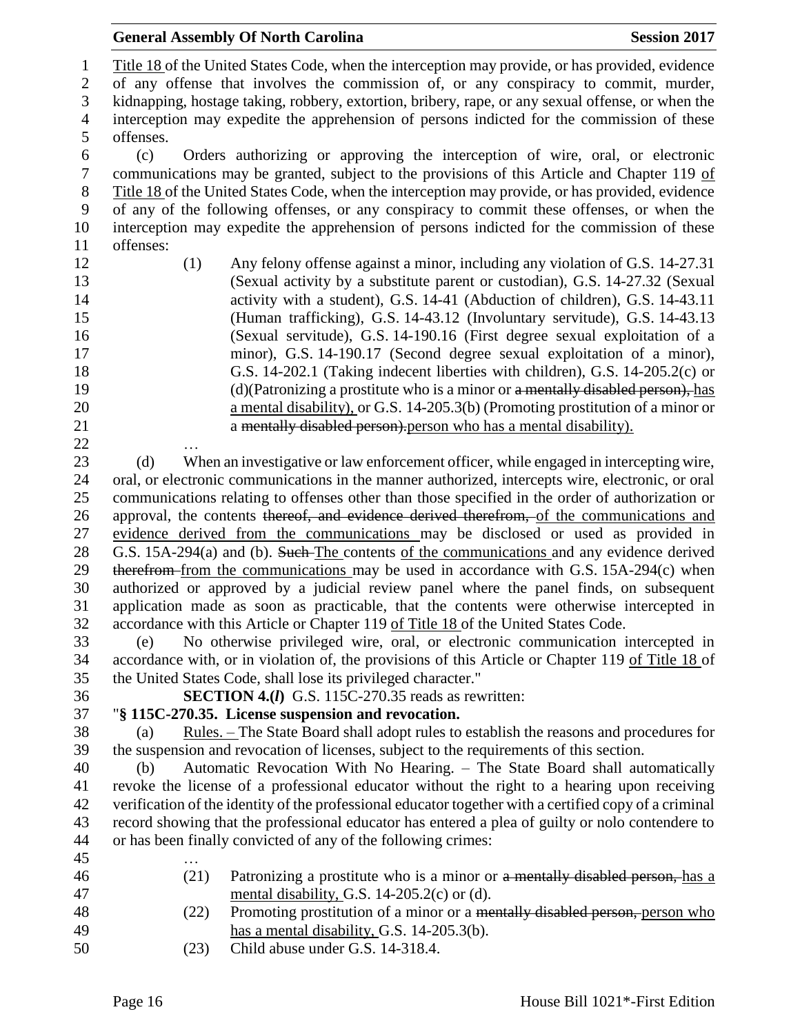Title 18 of the United States Code, when the interception may provide, or has provided, evidence of any offense that involves the commission of, or any conspiracy to commit, murder, kidnapping, hostage taking, robbery, extortion, bribery, rape, or any sexual offense, or when the interception may expedite the apprehension of persons indicted for the commission of these offenses.

(c) Orders authorizing or approving the interception of wire, oral, or electronic communications may be granted, subject to the provisions of this Article and Chapter 119 of Title 18 of the United States Code, when the interception may provide, or has provided, evidence of any of the following offenses, or any conspiracy to commit these offenses, or when the interception may expedite the apprehension of persons indicted for the commission of these offenses:

(1) Any felony offense against a minor, including any violation of G.S. 14-27.31 (Sexual activity by a substitute parent or custodian), G.S. 14-27.32 (Sexual activity with a student), G.S. 14-41 (Abduction of children), G.S. 14-43.11 (Human trafficking), G.S. 14-43.12 (Involuntary servitude), G.S. 14-43.13 (Sexual servitude), G.S. 14-190.16 (First degree sexual exploitation of a minor), G.S. 14-190.17 (Second degree sexual exploitation of a minor), G.S. 14-202.1 (Taking indecent liberties with children), G.S. 14-205.2(c) or (d)(Patronizing a prostitute who is a minor or ~~a mentally disabled person),~~ has a mental disability), or G.S. 14-205.3(b) (Promoting prostitution of a minor or a ~~mentally disabled person).~~person who has a mental disability).

…

(d) When an investigative or law enforcement officer, while engaged in intercepting wire, oral, or electronic communications in the manner authorized, intercepts wire, electronic, or oral communications relating to offenses other than those specified in the order of authorization or approval, the contents ~~thereof, and evidence derived therefrom,~~ of the communications and evidence derived from the communications may be disclosed or used as provided in G.S. 15A-294(a) and (b). ~~Such~~ The contents of the communications and any evidence derived ~~therefrom~~ from the communications may be used in accordance with G.S. 15A-294(c) when authorized or approved by a judicial review panel where the panel finds, on subsequent application made as soon as practicable, that the contents were otherwise intercepted in accordance with this Article or Chapter 119 of Title 18 of the United States Code.

(e) No otherwise privileged wire, oral, or electronic communication intercepted in accordance with, or in violation of, the provisions of this Article or Chapter 119 of Title 18 of the United States Code, shall lose its privileged character."

**SECTION 4.(*l*)** G.S. 115C-270.35 reads as rewritten:

"**§ 115C-270.35. License suspension and revocation.**

(a) Rules. – The State Board shall adopt rules to establish the reasons and procedures for the suspension and revocation of licenses, subject to the requirements of this section.

(b) Automatic Revocation With No Hearing. – The State Board shall automatically revoke the license of a professional educator without the right to a hearing upon receiving verification of the identity of the professional educator together with a certified copy of a criminal record showing that the professional educator has entered a plea of guilty or nolo contendere to or has been finally convicted of any of the following crimes:

…

(21) Patronizing a prostitute who is a minor or ~~a mentally disabled person,~~ has a mental disability, G.S. 14-205.2(c) or (d).

(22) Promoting prostitution of a minor or a ~~mentally disabled person,~~ person who has a mental disability, G.S. 14-205.3(b).

(23) Child abuse under G.S. 14-318.4.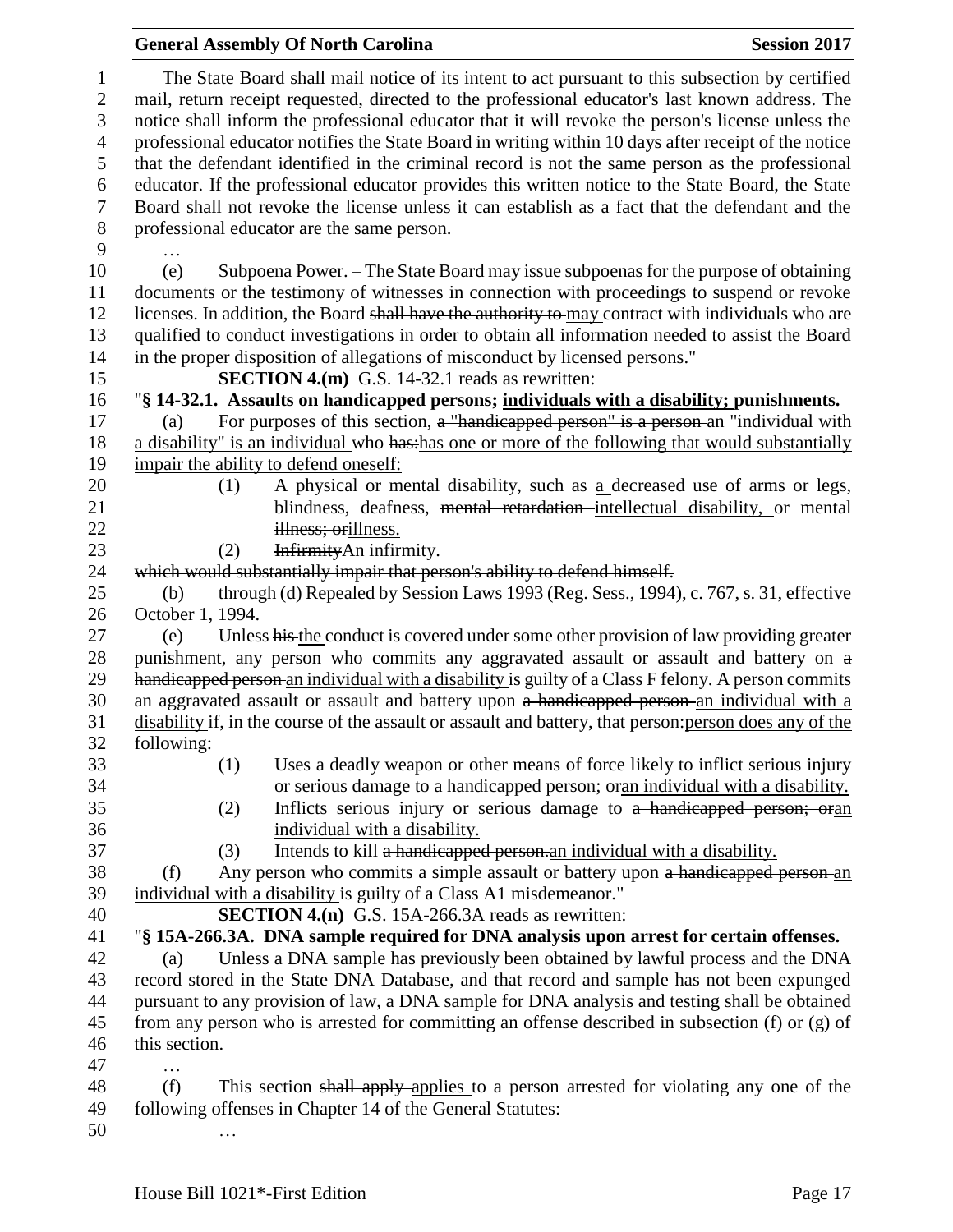The State Board shall mail notice of its intent to act pursuant to this subsection by certified mail, return receipt requested, directed to the professional educator's last known address. The notice shall inform the professional educator that it will revoke the person's license unless the professional educator notifies the State Board in writing within 10 days after receipt of the notice that the defendant identified in the criminal record is not the same person as the professional educator. If the professional educator provides this written notice to the State Board, the State Board shall not revoke the license unless it can establish as a fact that the defendant and the professional educator are the same person.

…

(e) Subpoena Power. – The State Board may issue subpoenas for the purpose of obtaining documents or the testimony of witnesses in connection with proceedings to suspend or revoke licenses. In addition, the Board ~~shall have the authority to~~ may contract with individuals who are qualified to conduct investigations in order to obtain all information needed to assist the Board in the proper disposition of allegations of misconduct by licensed persons."

**SECTION 4.(m)** G.S. 14-32.1 reads as rewritten:

"**§ 14-32.1. Assaults on ~~handicapped persons;~~ individuals with a disability; punishments.**

(a) For purposes of this section, ~~a "handicapped person" is a person~~ an "individual with a disability" is an individual who ~~has:~~has one or more of the following that would substantially impair the ability to defend oneself:

(1) A physical or mental disability, such as a decreased use of arms or legs, blindness, deafness, ~~mental retardation~~ intellectual disability, or mental ~~illness; or~~illness.

(2) ~~Infirmity~~An infirmity.

~~which would substantially impair that person's ability to defend himself.~~

(b) through (d) Repealed by Session Laws 1993 (Reg. Sess., 1994), c. 767, s. 31, effective October 1, 1994.

(e) Unless ~~his~~ the conduct is covered under some other provision of law providing greater punishment, any person who commits any aggravated assault or assault and battery on ~~a handicapped person~~ an individual with a disability is guilty of a Class F felony. A person commits an aggravated assault or assault and battery upon ~~a handicapped person~~ an individual with a disability if, in the course of the assault or assault and battery, that ~~person:~~person does any of the following:

(1) Uses a deadly weapon or other means of force likely to inflict serious injury or serious damage to ~~a handicapped person; or~~an individual with a disability.

(2) Inflicts serious injury or serious damage to ~~a handicapped person; or~~an individual with a disability.

(3) Intends to kill ~~a handicapped person.~~an individual with a disability.

(f) Any person who commits a simple assault or battery upon ~~a handicapped person~~ an individual with a disability is guilty of a Class A1 misdemeanor."

**SECTION 4.(n)** G.S. 15A-266.3A reads as rewritten:

"**§ 15A-266.3A. DNA sample required for DNA analysis upon arrest for certain offenses.**

(a) Unless a DNA sample has previously been obtained by lawful process and the DNA record stored in the State DNA Database, and that record and sample has not been expunged pursuant to any provision of law, a DNA sample for DNA analysis and testing shall be obtained from any person who is arrested for committing an offense described in subsection (f) or (g) of this section.

…

(f) This section ~~shall apply~~ applies to a person arrested for violating any one of the following offenses in Chapter 14 of the General Statutes:

…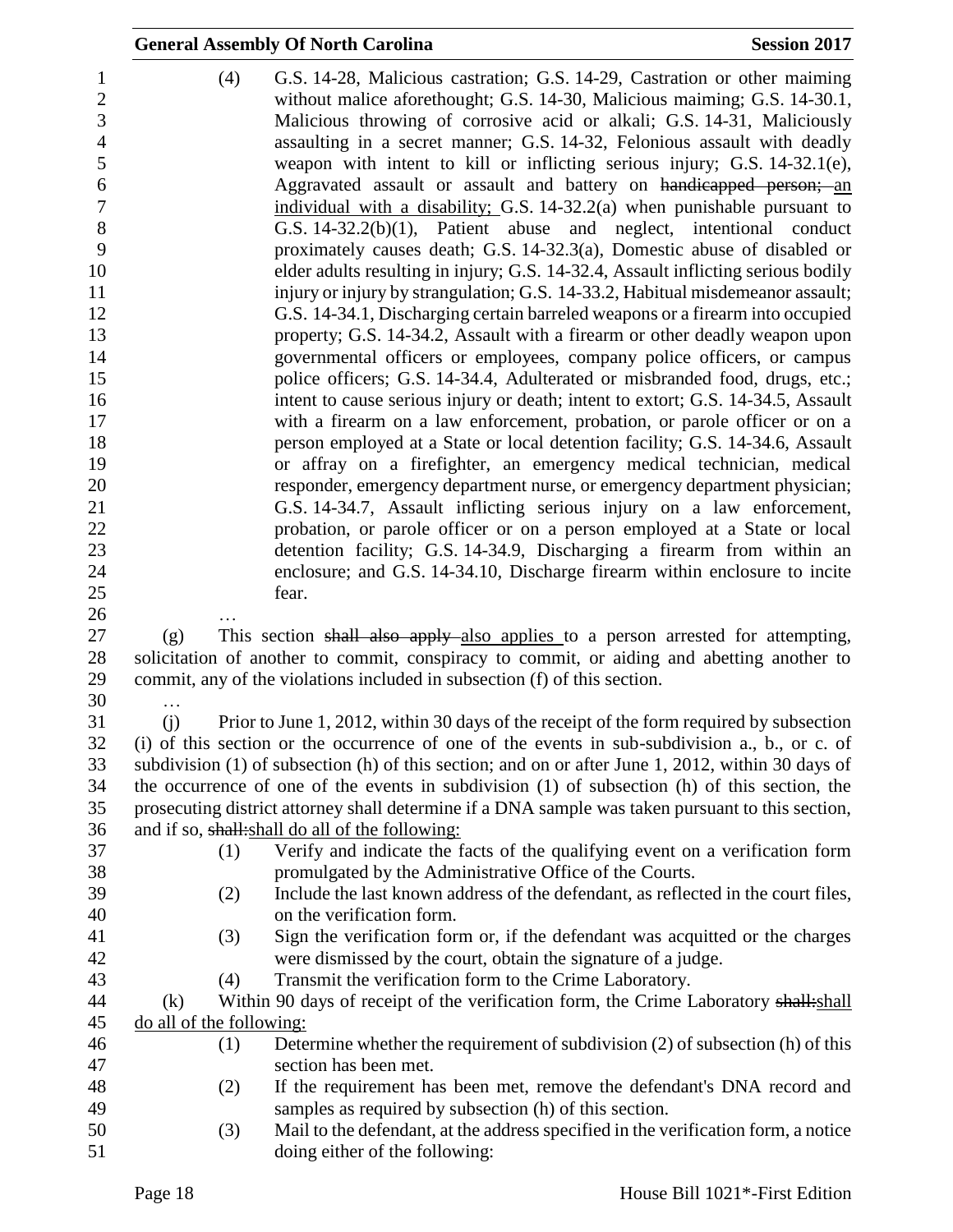(4) G.S. 14-28, Malicious castration; G.S. 14-29, Castration or other maiming without malice aforethought; G.S. 14-30, Malicious maiming; G.S. 14-30.1, Malicious throwing of corrosive acid or alkali; G.S. 14-31, Maliciously assaulting in a secret manner; G.S. 14-32, Felonious assault with deadly weapon with intent to kill or inflicting serious injury; G.S. 14-32.1(e), Aggravated assault or assault and battery on ~~handicapped person;~~ an individual with a disability; G.S. 14-32.2(a) when punishable pursuant to G.S. 14-32.2(b)(1), Patient abuse and neglect, intentional conduct proximately causes death; G.S. 14-32.3(a), Domestic abuse of disabled or elder adults resulting in injury; G.S. 14-32.4, Assault inflicting serious bodily injury or injury by strangulation; G.S. 14-33.2, Habitual misdemeanor assault; G.S. 14-34.1, Discharging certain barreled weapons or a firearm into occupied property; G.S. 14-34.2, Assault with a firearm or other deadly weapon upon governmental officers or employees, company police officers, or campus police officers; G.S. 14-34.4, Adulterated or misbranded food, drugs, etc.; intent to cause serious injury or death; intent to extort; G.S. 14-34.5, Assault with a firearm on a law enforcement, probation, or parole officer or on a person employed at a State or local detention facility; G.S. 14-34.6, Assault or affray on a firefighter, an emergency medical technician, medical responder, emergency department nurse, or emergency department physician; G.S. 14-34.7, Assault inflicting serious injury on a law enforcement, probation, or parole officer or on a person employed at a State or local detention facility; G.S. 14-34.9, Discharging a firearm from within an enclosure; and G.S. 14-34.10, Discharge firearm within enclosure to incite fear.

…

(g) This section ~~shall also apply~~ also applies to a person arrested for attempting, solicitation of another to commit, conspiracy to commit, or aiding and abetting another to commit, any of the violations included in subsection (f) of this section.

…

(j) Prior to June 1, 2012, within 30 days of the receipt of the form required by subsection (i) of this section or the occurrence of one of the events in sub-subdivision a., b., or c. of subdivision (1) of subsection (h) of this section; and on or after June 1, 2012, within 30 days of the occurrence of one of the events in subdivision (1) of subsection (h) of this section, the prosecuting district attorney shall determine if a DNA sample was taken pursuant to this section, and if so, ~~shall:~~shall do all of the following:

(1) Verify and indicate the facts of the qualifying event on a verification form promulgated by the Administrative Office of the Courts.

(2) Include the last known address of the defendant, as reflected in the court files, on the verification form.

(3) Sign the verification form or, if the defendant was acquitted or the charges were dismissed by the court, obtain the signature of a judge.

(4) Transmit the verification form to the Crime Laboratory.

(k) Within 90 days of receipt of the verification form, the Crime Laboratory ~~shall:~~shall do all of the following:

(1) Determine whether the requirement of subdivision (2) of subsection (h) of this section has been met.

(2) If the requirement has been met, remove the defendant's DNA record and samples as required by subsection (h) of this section.

(3) Mail to the defendant, at the address specified in the verification form, a notice doing either of the following: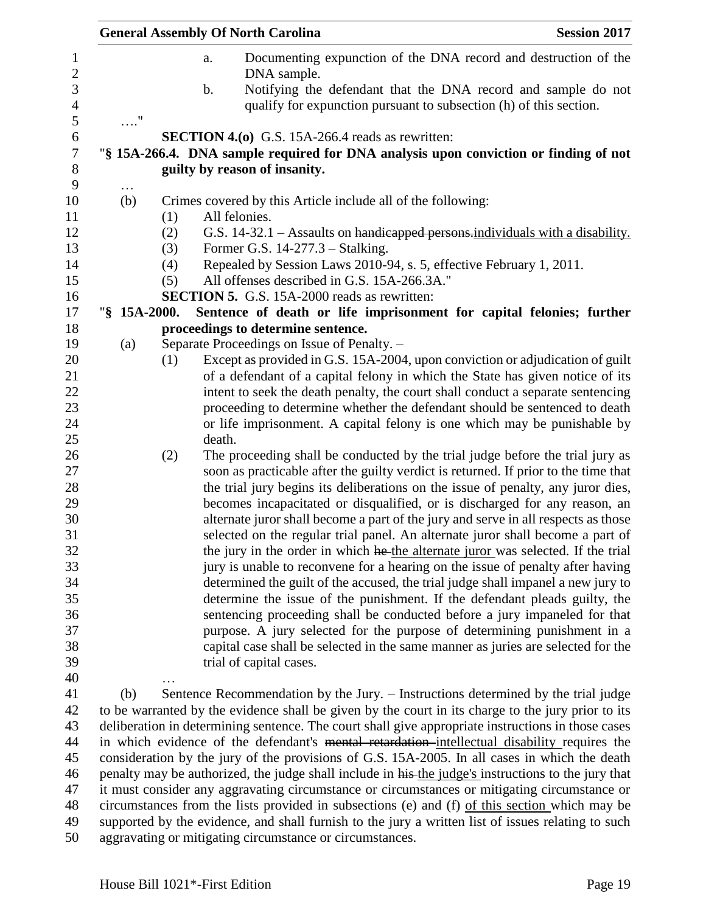a. Documenting expunction of the DNA record and destruction of the DNA sample.

b. Notifying the defendant that the DNA record and sample do not qualify for expunction pursuant to subsection (h) of this section.

…."

**SECTION 4.(o)** G.S. 15A-266.4 reads as rewritten:

"**§ 15A-266.4. DNA sample required for DNA analysis upon conviction or finding of not guilty by reason of insanity.**

…

(b) Crimes covered by this Article include all of the following:

(1) All felonies.

(2) G.S. 14-32.1 – Assaults on ~~handicapped persons.~~individuals with a disability.

(3) Former G.S. 14-277.3 – Stalking.

(4) Repealed by Session Laws 2010-94, s. 5, effective February 1, 2011.

(5) All offenses described in G.S. 15A-266.3A."

**SECTION 5.** G.S. 15A-2000 reads as rewritten:

"**§ 15A-2000. Sentence of death or life imprisonment for capital felonies; further proceedings to determine sentence.**

(a) Separate Proceedings on Issue of Penalty. –

(1) Except as provided in G.S. 15A-2004, upon conviction or adjudication of guilt of a defendant of a capital felony in which the State has given notice of its intent to seek the death penalty, the court shall conduct a separate sentencing proceeding to determine whether the defendant should be sentenced to death or life imprisonment. A capital felony is one which may be punishable by death.

(2) The proceeding shall be conducted by the trial judge before the trial jury as soon as practicable after the guilty verdict is returned. If prior to the time that the trial jury begins its deliberations on the issue of penalty, any juror dies, becomes incapacitated or disqualified, or is discharged for any reason, an alternate juror shall become a part of the jury and serve in all respects as those selected on the regular trial panel. An alternate juror shall become a part of the jury in the order in which ~~he~~ the alternate juror was selected. If the trial jury is unable to reconvene for a hearing on the issue of penalty after having determined the guilt of the accused, the trial judge shall impanel a new jury to determine the issue of the punishment. If the defendant pleads guilty, the sentencing proceeding shall be conducted before a jury impaneled for that purpose. A jury selected for the purpose of determining punishment in a capital case shall be selected in the same manner as juries are selected for the trial of capital cases.

…

(b) Sentence Recommendation by the Jury. – Instructions determined by the trial judge to be warranted by the evidence shall be given by the court in its charge to the jury prior to its deliberation in determining sentence. The court shall give appropriate instructions in those cases in which evidence of the defendant's ~~mental retardation~~ intellectual disability requires the consideration by the jury of the provisions of G.S. 15A-2005. In all cases in which the death penalty may be authorized, the judge shall include in ~~his~~ the judge's instructions to the jury that it must consider any aggravating circumstance or circumstances or mitigating circumstance or circumstances from the lists provided in subsections (e) and (f) of this section which may be supported by the evidence, and shall furnish to the jury a written list of issues relating to such aggravating or mitigating circumstance or circumstances.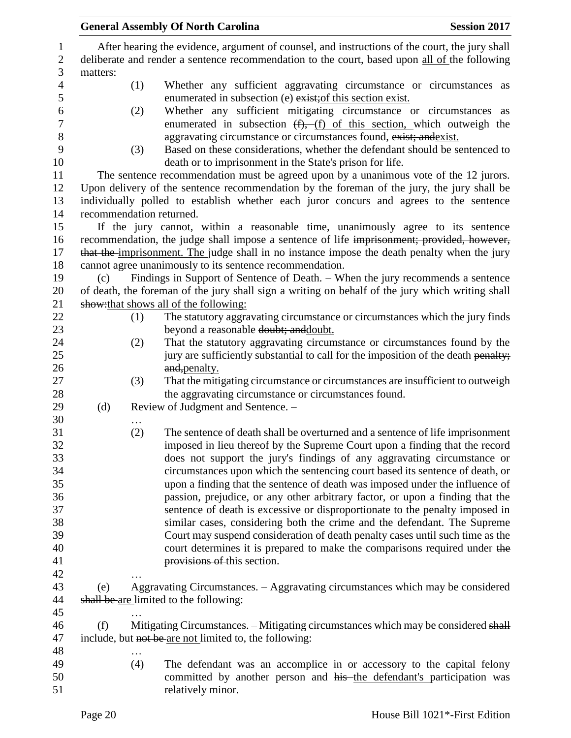After hearing the evidence, argument of counsel, and instructions of the court, the jury shall deliberate and render a sentence recommendation to the court, based upon all of the following matters:

(1) Whether any sufficient aggravating circumstance or circumstances as enumerated in subsection (e) ~~exist;~~of this section exist.

(2) Whether any sufficient mitigating circumstance or circumstances as enumerated in subsection ~~(f),~~ (f) of this section, which outweigh the aggravating circumstance or circumstances found, ~~exist; and~~exist.

(3) Based on these considerations, whether the defendant should be sentenced to death or to imprisonment in the State's prison for life.

The sentence recommendation must be agreed upon by a unanimous vote of the 12 jurors. Upon delivery of the sentence recommendation by the foreman of the jury, the jury shall be individually polled to establish whether each juror concurs and agrees to the sentence recommendation returned.

If the jury cannot, within a reasonable time, unanimously agree to its sentence recommendation, the judge shall impose a sentence of life ~~imprisonment; provided, however, that the~~ imprisonment. The judge shall in no instance impose the death penalty when the jury cannot agree unanimously to its sentence recommendation.

(c) Findings in Support of Sentence of Death. – When the jury recommends a sentence of death, the foreman of the jury shall sign a writing on behalf of the jury ~~which writing shall show:~~that shows all of the following:

(1) The statutory aggravating circumstance or circumstances which the jury finds beyond a reasonable ~~doubt; and~~doubt.

(2) That the statutory aggravating circumstance or circumstances found by the jury are sufficiently substantial to call for the imposition of the death ~~penalty; and,~~penalty.

(3) That the mitigating circumstance or circumstances are insufficient to outweigh the aggravating circumstance or circumstances found.

(d) Review of Judgment and Sentence. –

…

(2) The sentence of death shall be overturned and a sentence of life imprisonment imposed in lieu thereof by the Supreme Court upon a finding that the record does not support the jury's findings of any aggravating circumstance or circumstances upon which the sentencing court based its sentence of death, or upon a finding that the sentence of death was imposed under the influence of passion, prejudice, or any other arbitrary factor, or upon a finding that the sentence of death is excessive or disproportionate to the penalty imposed in similar cases, considering both the crime and the defendant. The Supreme Court may suspend consideration of death penalty cases until such time as the court determines it is prepared to make the comparisons required under ~~the provisions of~~ this section.

…

(e) Aggravating Circumstances. – Aggravating circumstances which may be considered ~~shall be~~ are limited to the following:

…

(f) Mitigating Circumstances. – Mitigating circumstances which may be considered ~~shall~~ include, but ~~not be~~ are not limited to, the following:

…

(4) The defendant was an accomplice in or accessory to the capital felony committed by another person and ~~his~~ the defendant's participation was relatively minor.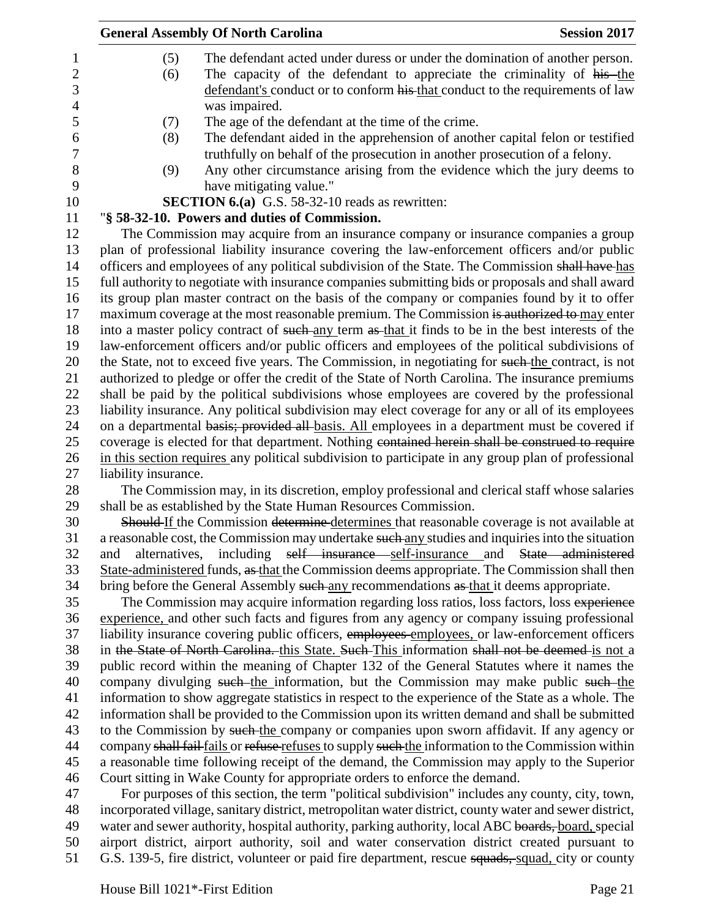(5) The defendant acted under duress or under the domination of another person.

(6) The capacity of the defendant to appreciate the criminality of ~~his~~ the defendant's conduct or to conform ~~his~~ that conduct to the requirements of law was impaired.

(7) The age of the defendant at the time of the crime.

(8) The defendant aided in the apprehension of another capital felon or testified truthfully on behalf of the prosecution in another prosecution of a felony.

(9) Any other circumstance arising from the evidence which the jury deems to have mitigating value."

**SECTION 6.(a)** G.S. 58-32-10 reads as rewritten:

"**§ 58-32-10. Powers and duties of Commission.**

The Commission may acquire from an insurance company or insurance companies a group plan of professional liability insurance covering the law-enforcement officers and/or public officers and employees of any political subdivision of the State. The Commission ~~shall have~~ has full authority to negotiate with insurance companies submitting bids or proposals and shall award its group plan master contract on the basis of the company or companies found by it to offer maximum coverage at the most reasonable premium. The Commission ~~is authorized to~~ may enter into a master policy contract of ~~such~~ any term ~~as~~ that it finds to be in the best interests of the law-enforcement officers and/or public officers and employees of the political subdivisions of the State, not to exceed five years. The Commission, in negotiating for ~~such~~ the contract, is not authorized to pledge or offer the credit of the State of North Carolina. The insurance premiums shall be paid by the political subdivisions whose employees are covered by the professional liability insurance. Any political subdivision may elect coverage for any or all of its employees on a departmental ~~basis; provided all~~ basis. All employees in a department must be covered if coverage is elected for that department. Nothing ~~contained herein shall be construed to require~~ in this section requires any political subdivision to participate in any group plan of professional liability insurance.

The Commission may, in its discretion, employ professional and clerical staff whose salaries shall be as established by the State Human Resources Commission.

~~Should~~ If the Commission ~~determine~~ determines that reasonable coverage is not available at a reasonable cost, the Commission may undertake ~~such~~ any studies and inquiries into the situation and alternatives, including ~~self insurance~~ self-insurance and ~~State administered~~ State-administered funds, ~~as~~ that the Commission deems appropriate. The Commission shall then bring before the General Assembly ~~such~~ any recommendations ~~as~~ that it deems appropriate.

The Commission may acquire information regarding loss ratios, loss factors, loss ~~experience~~ experience, and other such facts and figures from any agency or company issuing professional liability insurance covering public officers, ~~employees~~ employees, or law-enforcement officers in ~~the State of North Carolina.~~ this State. ~~Such~~ This information ~~shall not be deemed~~ is not a public record within the meaning of Chapter 132 of the General Statutes where it names the company divulging ~~such~~ the information, but the Commission may make public ~~such~~ the information to show aggregate statistics in respect to the experience of the State as a whole. The information shall be provided to the Commission upon its written demand and shall be submitted to the Commission by ~~such~~ the company or companies upon sworn affidavit. If any agency or company ~~shall fail~~ fails or ~~refuse~~ refuses to supply ~~such~~ the information to the Commission within a reasonable time following receipt of the demand, the Commission may apply to the Superior Court sitting in Wake County for appropriate orders to enforce the demand.

For purposes of this section, the term "political subdivision" includes any county, city, town, incorporated village, sanitary district, metropolitan water district, county water and sewer district, water and sewer authority, hospital authority, parking authority, local ABC ~~boards,~~ board, special airport district, airport authority, soil and water conservation district created pursuant to G.S. 139-5, fire district, volunteer or paid fire department, rescue ~~squads,~~ squad, city or county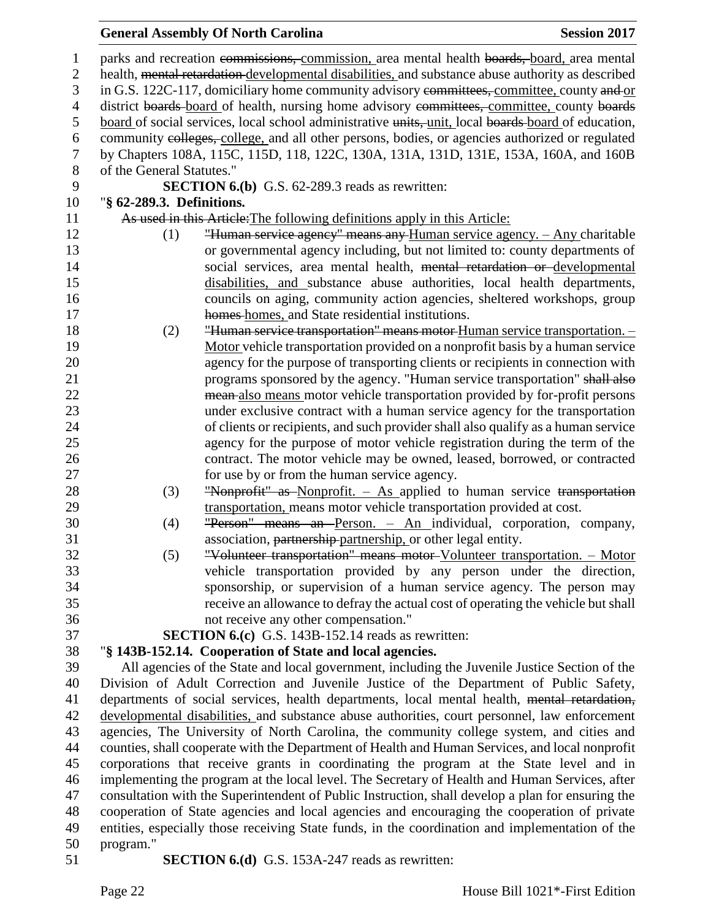parks and recreation ~~commissions,~~ commission, area mental health ~~boards,~~ board, area mental health, ~~mental retardation~~ developmental disabilities, and substance abuse authority as described in G.S. 122C-117, domiciliary home community advisory ~~committees,~~ committee, county ~~and~~ or district ~~boards~~ board of health, nursing home advisory ~~committees,~~ committee, county ~~boards~~ board of social services, local school administrative ~~units,~~ unit, local ~~boards~~ board of education, community ~~colleges,~~ college, and all other persons, bodies, or agencies authorized or regulated by Chapters 108A, 115C, 115D, 118, 122C, 130A, 131A, 131D, 131E, 153A, 160A, and 160B of the General Statutes."

**SECTION 6.(b)** G.S. 62-289.3 reads as rewritten:

"**§ 62-289.3. Definitions.**

~~As used in this Article:~~The following definitions apply in this Article:

(1) ~~"Human service agency" means any~~ Human service agency. – Any charitable or governmental agency including, but not limited to: county departments of social services, area mental health, ~~mental retardation or~~ developmental disabilities, and substance abuse authorities, local health departments, councils on aging, community action agencies, sheltered workshops, group ~~homes~~ homes, and State residential institutions.

(2) ~~"Human service transportation" means motor~~ Human service transportation. – Motor vehicle transportation provided on a nonprofit basis by a human service agency for the purpose of transporting clients or recipients in connection with programs sponsored by the agency. "Human service transportation" ~~shall also mean~~ also means motor vehicle transportation provided by for-profit persons under exclusive contract with a human service agency for the transportation of clients or recipients, and such provider shall also qualify as a human service agency for the purpose of motor vehicle registration during the term of the contract. The motor vehicle may be owned, leased, borrowed, or contracted for use by or from the human service agency.

(3) ~~"Nonprofit" as~~ Nonprofit. – As applied to human service ~~transportation~~ transportation, means motor vehicle transportation provided at cost.

(4) ~~"Person" means an~~ Person. – An individual, corporation, company, association, ~~partnership~~ partnership, or other legal entity.

(5) ~~"Volunteer transportation" means motor~~ Volunteer transportation. – Motor vehicle transportation provided by any person under the direction, sponsorship, or supervision of a human service agency. The person may receive an allowance to defray the actual cost of operating the vehicle but shall not receive any other compensation."

**SECTION 6.(c)** G.S. 143B-152.14 reads as rewritten:

"**§ 143B-152.14. Cooperation of State and local agencies.**

All agencies of the State and local government, including the Juvenile Justice Section of the Division of Adult Correction and Juvenile Justice of the Department of Public Safety, departments of social services, health departments, local mental health, ~~mental retardation,~~ developmental disabilities, and substance abuse authorities, court personnel, law enforcement agencies, The University of North Carolina, the community college system, and cities and counties, shall cooperate with the Department of Health and Human Services, and local nonprofit corporations that receive grants in coordinating the program at the State level and in implementing the program at the local level. The Secretary of Health and Human Services, after consultation with the Superintendent of Public Instruction, shall develop a plan for ensuring the cooperation of State agencies and local agencies and encouraging the cooperation of private entities, especially those receiving State funds, in the coordination and implementation of the program."

**SECTION 6.(d)** G.S. 153A-247 reads as rewritten: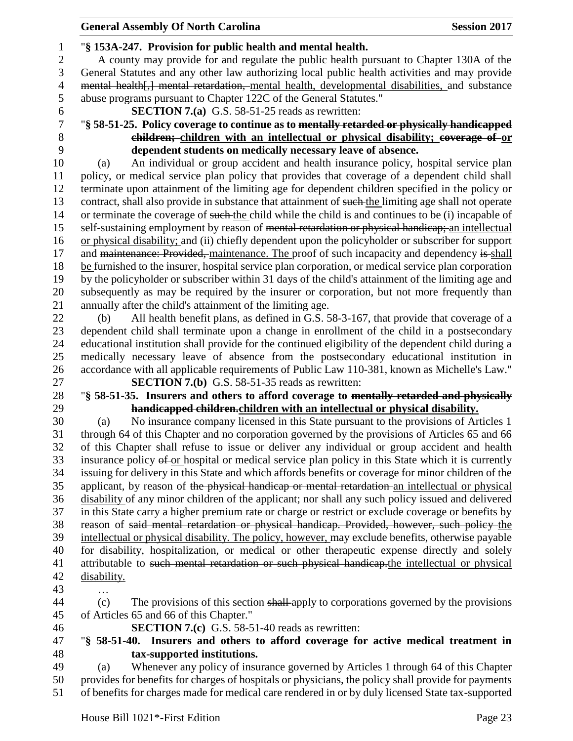"§ 153A-247. Provision for public health and mental health.

A county may provide for and regulate the public health pursuant to Chapter 130A of the General Statutes and any other law authorizing local public health activities and may provide ~~mental health[,] mental retardation,~~ mental health, developmental disabilities, and substance abuse programs pursuant to Chapter 122C of the General Statutes."

**SECTION 7.(a)** G.S. 58-51-25 reads as rewritten:

"**§ 58-51-25. Policy coverage to continue as to ~~mentally retarded or physically handicapped children;~~ children with an intellectual or physical disability; ~~coverage of~~ or dependent students on medically necessary leave of absence.**

(a) An individual or group accident and health insurance policy, hospital service plan policy, or medical service plan policy that provides that coverage of a dependent child shall terminate upon attainment of the limiting age for dependent children specified in the policy or contract, shall also provide in substance that attainment of ~~such~~ the limiting age shall not operate or terminate the coverage of ~~such~~ the child while the child is and continues to be (i) incapable of self-sustaining employment by reason of ~~mental retardation or physical handicap;~~ an intellectual or physical disability; and (ii) chiefly dependent upon the policyholder or subscriber for support and ~~maintenance: Provided,~~ maintenance. The proof of such incapacity and dependency ~~is~~ shall be furnished to the insurer, hospital service plan corporation, or medical service plan corporation by the policyholder or subscriber within 31 days of the child's attainment of the limiting age and subsequently as may be required by the insurer or corporation, but not more frequently than annually after the child's attainment of the limiting age.

(b) All health benefit plans, as defined in G.S. 58-3-167, that provide that coverage of a dependent child shall terminate upon a change in enrollment of the child in a postsecondary educational institution shall provide for the continued eligibility of the dependent child during a medically necessary leave of absence from the postsecondary educational institution in accordance with all applicable requirements of Public Law 110-381, known as Michelle's Law."

**SECTION 7.(b)** G.S. 58-51-35 reads as rewritten:

"**§ 58-51-35. Insurers and others to afford coverage to ~~mentally retarded and physically handicapped children.~~ children with an intellectual or physical disability.**

(a) No insurance company licensed in this State pursuant to the provisions of Articles 1 through 64 of this Chapter and no corporation governed by the provisions of Articles 65 and 66 of this Chapter shall refuse to issue or deliver any individual or group accident and health insurance policy ~~of~~ or hospital or medical service plan policy in this State which it is currently issuing for delivery in this State and which affords benefits or coverage for minor children of the applicant, by reason of ~~the physical handicap or mental retardation~~ an intellectual or physical disability of any minor children of the applicant; nor shall any such policy issued and delivered in this State carry a higher premium rate or charge or restrict or exclude coverage or benefits by reason of ~~said mental retardation or physical handicap. Provided, however, such policy~~ the intellectual or physical disability. The policy, however, may exclude benefits, otherwise payable for disability, hospitalization, or medical or other therapeutic expense directly and solely attributable to ~~such mental retardation or such physical handicap.~~ the intellectual or physical disability.

…

(c) The provisions of this section ~~shall~~ apply to corporations governed by the provisions of Articles 65 and 66 of this Chapter."

**SECTION 7.(c)** G.S. 58-51-40 reads as rewritten:

"**§ 58-51-40. Insurers and others to afford coverage for active medical treatment in tax-supported institutions.**

(a) Whenever any policy of insurance governed by Articles 1 through 64 of this Chapter provides for benefits for charges of hospitals or physicians, the policy shall provide for payments of benefits for charges made for medical care rendered in or by duly licensed State tax-supported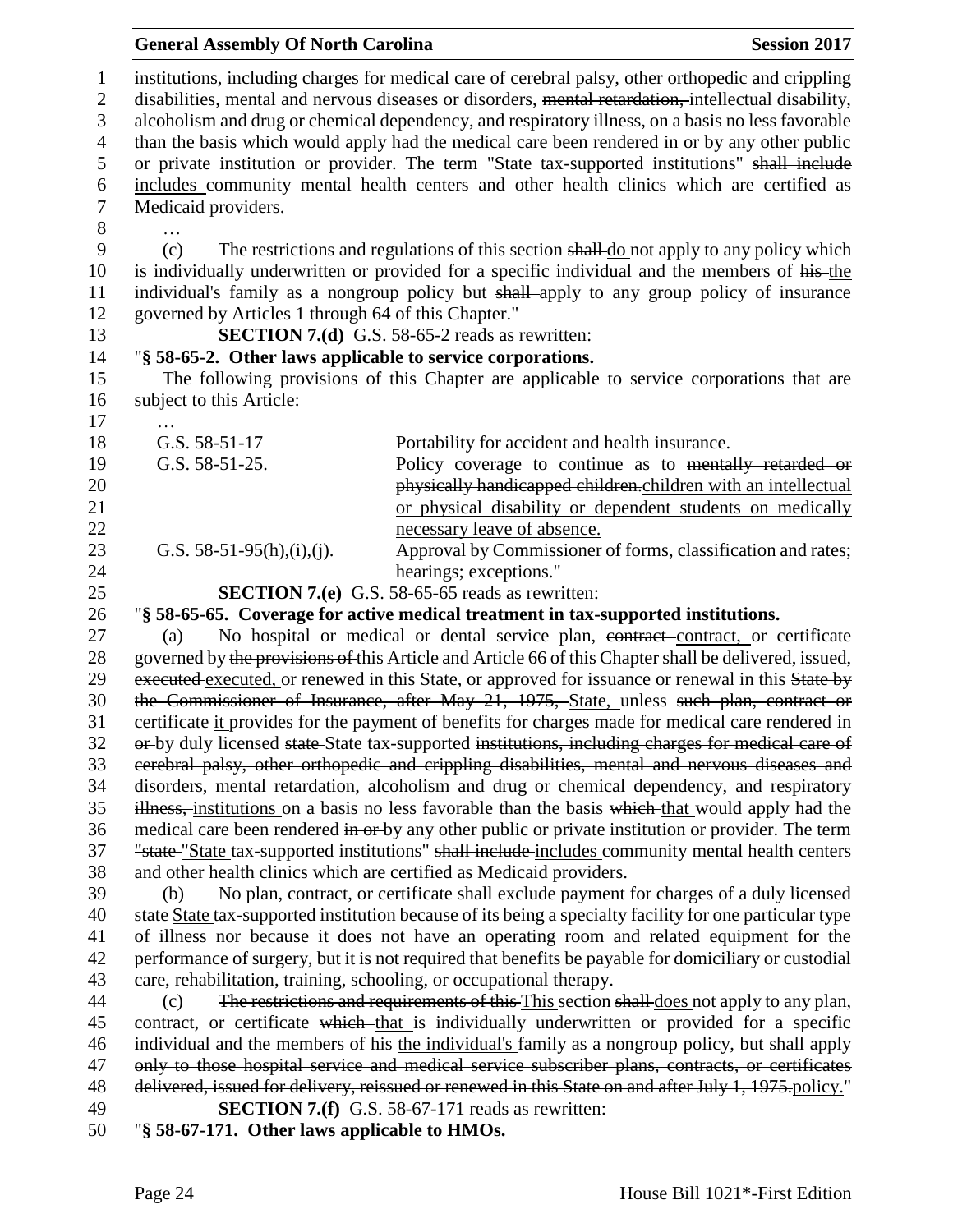institutions, including charges for medical care of cerebral palsy, other orthopedic and crippling disabilities, mental and nervous diseases or disorders, ~~mental retardation,~~ intellectual disability, alcoholism and drug or chemical dependency, and respiratory illness, on a basis no less favorable than the basis which would apply had the medical care been rendered in or by any other public or private institution or provider. The term "State tax-supported institutions" ~~shall include~~ includes community mental health centers and other health clinics which are certified as Medicaid providers.

…

(c) The restrictions and regulations of this section ~~shall~~ do not apply to any policy which is individually underwritten or provided for a specific individual and the members of ~~his~~ the individual's family as a nongroup policy but ~~shall~~ apply to any group policy of insurance governed by Articles 1 through 64 of this Chapter."

**SECTION 7.(d)** G.S. 58-65-2 reads as rewritten:

"**§ 58-65-2. Other laws applicable to service corporations.**

The following provisions of this Chapter are applicable to service corporations that are subject to this Article:

…

| | |
|---|---|
| G.S. 58-51-17 | Portability for accident and health insurance. |
| G.S. 58-51-25. | Policy coverage to continue as to ~~mentally retarded or physically handicapped children.~~ children with an intellectual or physical disability or dependent students on medically necessary leave of absence. |
| G.S. 58-51-95(h),(i),(j). | Approval by Commissioner of forms, classification and rates; hearings; exceptions." |

**SECTION 7.(e)** G.S. 58-65-65 reads as rewritten:

"**§ 58-65-65. Coverage for active medical treatment in tax-supported institutions.**

(a) No hospital or medical or dental service plan, ~~contract~~ contract, or certificate governed by ~~the provisions of~~ this Article and Article 66 of this Chapter shall be delivered, issued, ~~executed~~ executed, or renewed in this State, or approved for issuance or renewal in this ~~State by the Commissioner of Insurance, after May 21, 1975,~~ State, unless ~~such plan, contract or certificate~~ it provides for the payment of benefits for charges made for medical care rendered ~~in or~~ by duly licensed ~~state~~ State tax-supported ~~institutions, including charges for medical care of cerebral palsy, other orthopedic and crippling disabilities, mental and nervous diseases and disorders, mental retardation, alcoholism and drug or chemical dependency, and respiratory illness,~~ institutions on a basis no less favorable than the basis ~~which~~ that would apply had the medical care been rendered ~~in or~~ by any other public or private institution or provider. The term ~~"state~~ "State tax-supported institutions" ~~shall include~~ includes community mental health centers and other health clinics which are certified as Medicaid providers.

(b) No plan, contract, or certificate shall exclude payment for charges of a duly licensed ~~state~~ State tax-supported institution because of its being a specialty facility for one particular type of illness nor because it does not have an operating room and related equipment for the performance of surgery, but it is not required that benefits be payable for domiciliary or custodial care, rehabilitation, training, schooling, or occupational therapy.

(c) ~~The restrictions and requirements of this~~ This section ~~shall~~ does not apply to any plan, contract, or certificate ~~which~~ that is individually underwritten or provided for a specific individual and the members of ~~his~~ the individual's family as a nongroup ~~policy, but shall apply only to those hospital service and medical service subscriber plans, contracts, or certificates delivered, issued for delivery, reissued or renewed in this State on and after July 1, 1975.~~ policy."

**SECTION 7.(f)** G.S. 58-67-171 reads as rewritten:

"**§ 58-67-171. Other laws applicable to HMOs.**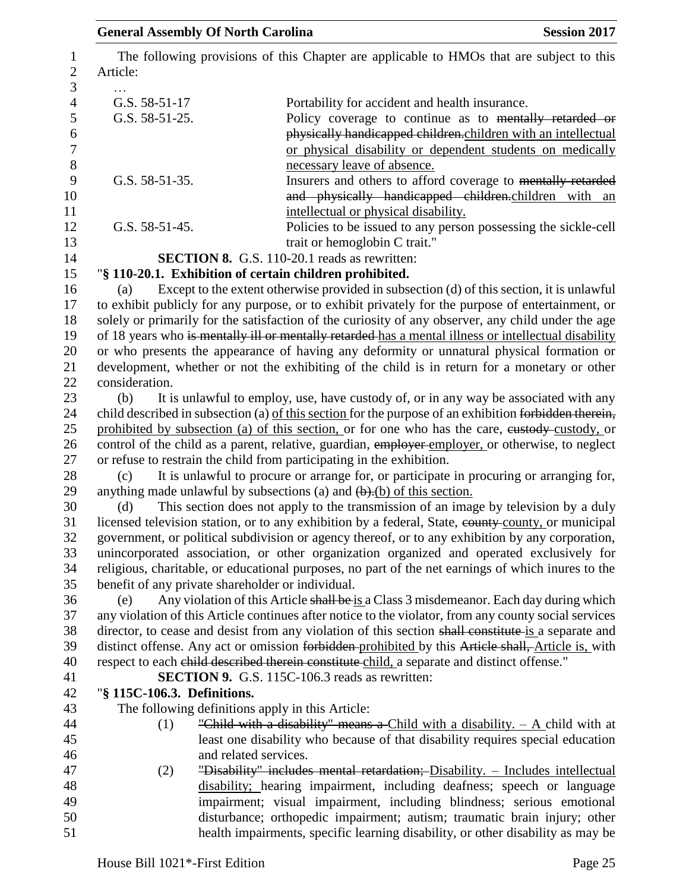The following provisions of this Chapter are applicable to HMOs that are subject to this Article:

…

| | |
|---|---|
| G.S. 58-51-17 | Portability for accident and health insurance. |
| G.S. 58-51-25. | Policy coverage to continue as to ~~mentally retarded or physically handicapped children.~~children with an intellectual or physical disability or dependent students on medically necessary leave of absence. |
| G.S. 58-51-35. | Insurers and others to afford coverage to ~~mentally retarded and physically handicapped children.~~children with an intellectual or physical disability. |
| G.S. 58-51-45. | Policies to be issued to any person possessing the sickle-cell trait or hemoglobin C trait." |

**SECTION 8.** G.S. 110-20.1 reads as rewritten:

"**§ 110-20.1. Exhibition of certain children prohibited.**

(a) Except to the extent otherwise provided in subsection (d) of this section, it is unlawful to exhibit publicly for any purpose, or to exhibit privately for the purpose of entertainment, or solely or primarily for the satisfaction of the curiosity of any observer, any child under the age of 18 years who ~~is mentally ill or mentally retarded~~ has a mental illness or intellectual disability or who presents the appearance of having any deformity or unnatural physical formation or development, whether or not the exhibiting of the child is in return for a monetary or other consideration.

(b) It is unlawful to employ, use, have custody of, or in any way be associated with any child described in subsection (a) of this section for the purpose of an exhibition ~~forbidden therein,~~ prohibited by subsection (a) of this section, or for one who has the care, ~~custody~~ custody, or control of the child as a parent, relative, guardian, ~~employer~~ employer, or otherwise, to neglect or refuse to restrain the child from participating in the exhibition.

(c) It is unlawful to procure or arrange for, or participate in procuring or arranging for, anything made unlawful by subsections (a) and ~~(b).~~(b) of this section.

(d) This section does not apply to the transmission of an image by television by a duly licensed television station, or to any exhibition by a federal, State, ~~county~~ county, or municipal government, or political subdivision or agency thereof, or to any exhibition by any corporation, unincorporated association, or other organization organized and operated exclusively for religious, charitable, or educational purposes, no part of the net earnings of which inures to the benefit of any private shareholder or individual.

(e) Any violation of this Article ~~shall be~~ is a Class 3 misdemeanor. Each day during which any violation of this Article continues after notice to the violator, from any county social services director, to cease and desist from any violation of this section ~~shall constitute~~ is a separate and distinct offense. Any act or omission ~~forbidden~~ prohibited by this ~~Article shall,~~ Article is, with respect to each ~~child described therein constitute~~ child, a separate and distinct offense."

**SECTION 9.** G.S. 115C-106.3 reads as rewritten:

"**§ 115C-106.3. Definitions.**

The following definitions apply in this Article:

(1) ~~"Child with a disability" means a~~ Child with a disability. – A child with at least one disability who because of that disability requires special education and related services.

(2) ~~"Disability" includes mental retardation;~~ Disability. – Includes intellectual disability; hearing impairment, including deafness; speech or language impairment; visual impairment, including blindness; serious emotional disturbance; orthopedic impairment; autism; traumatic brain injury; other health impairments, specific learning disability, or other disability as may be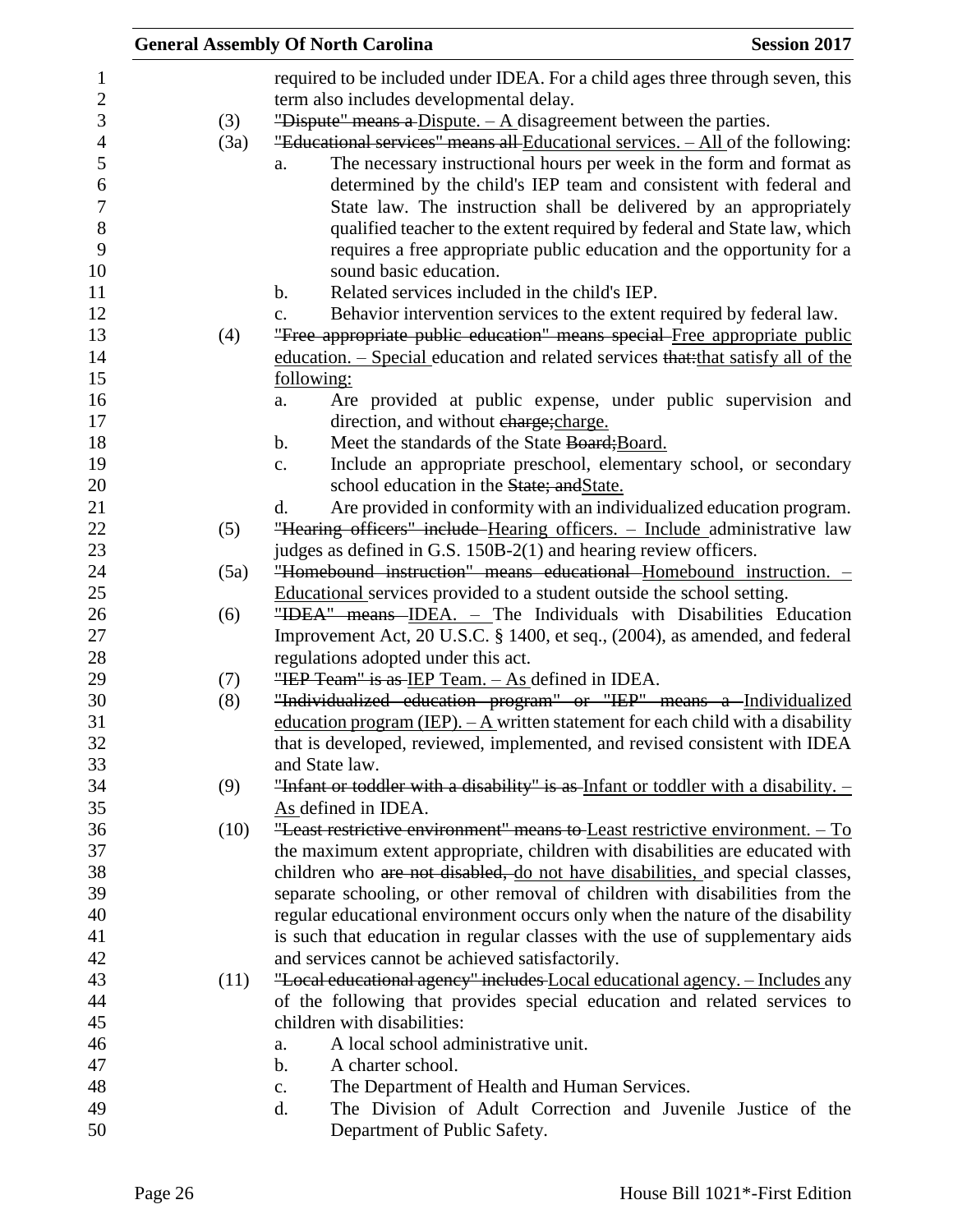required to be included under IDEA. For a child ages three through seven, this term also includes developmental delay.

(3) ~~"Dispute" means a~~ Dispute. – A disagreement between the parties.

(3a) ~~"Educational services" means all~~ Educational services. – All of the following:

a. The necessary instructional hours per week in the form and format as determined by the child's IEP team and consistent with federal and State law. The instruction shall be delivered by an appropriately qualified teacher to the extent required by federal and State law, which requires a free appropriate public education and the opportunity for a sound basic education.

b. Related services included in the child's IEP.

c. Behavior intervention services to the extent required by federal law.

(4) ~~"Free appropriate public education" means special~~ Free appropriate public education. – Special education and related services ~~that:~~that satisfy all of the following:

a. Are provided at public expense, under public supervision and direction, and without ~~charge;~~charge.

b. Meet the standards of the State ~~Board;~~Board.

c. Include an appropriate preschool, elementary school, or secondary school education in the ~~State; and~~State.

d. Are provided in conformity with an individualized education program.

(5) ~~"Hearing officers" include~~ Hearing officers. – Include administrative law judges as defined in G.S. 150B-2(1) and hearing review officers.

(5a) ~~"Homebound instruction" means educational~~ Homebound instruction. – Educational services provided to a student outside the school setting.

(6) ~~"IDEA" means~~ IDEA. – The Individuals with Disabilities Education Improvement Act, 20 U.S.C. § 1400, et seq., (2004), as amended, and federal regulations adopted under this act.

(7) ~~"IEP Team" is as~~ IEP Team. – As defined in IDEA.

(8) ~~"Individualized education program" or "IEP" means a~~ Individualized education program (IEP). – A written statement for each child with a disability that is developed, reviewed, implemented, and revised consistent with IDEA and State law.

(9) ~~"Infant or toddler with a disability" is as~~ Infant or toddler with a disability. – As defined in IDEA.

(10) ~~"Least restrictive environment" means to~~ Least restrictive environment. – To the maximum extent appropriate, children with disabilities are educated with children who ~~are not disabled,~~ do not have disabilities, and special classes, separate schooling, or other removal of children with disabilities from the regular educational environment occurs only when the nature of the disability is such that education in regular classes with the use of supplementary aids and services cannot be achieved satisfactorily.

(11) ~~"Local educational agency" includes~~ Local educational agency. – Includes any of the following that provides special education and related services to children with disabilities:

a. A local school administrative unit.

b. A charter school.

c. The Department of Health and Human Services.

d. The Division of Adult Correction and Juvenile Justice of the Department of Public Safety.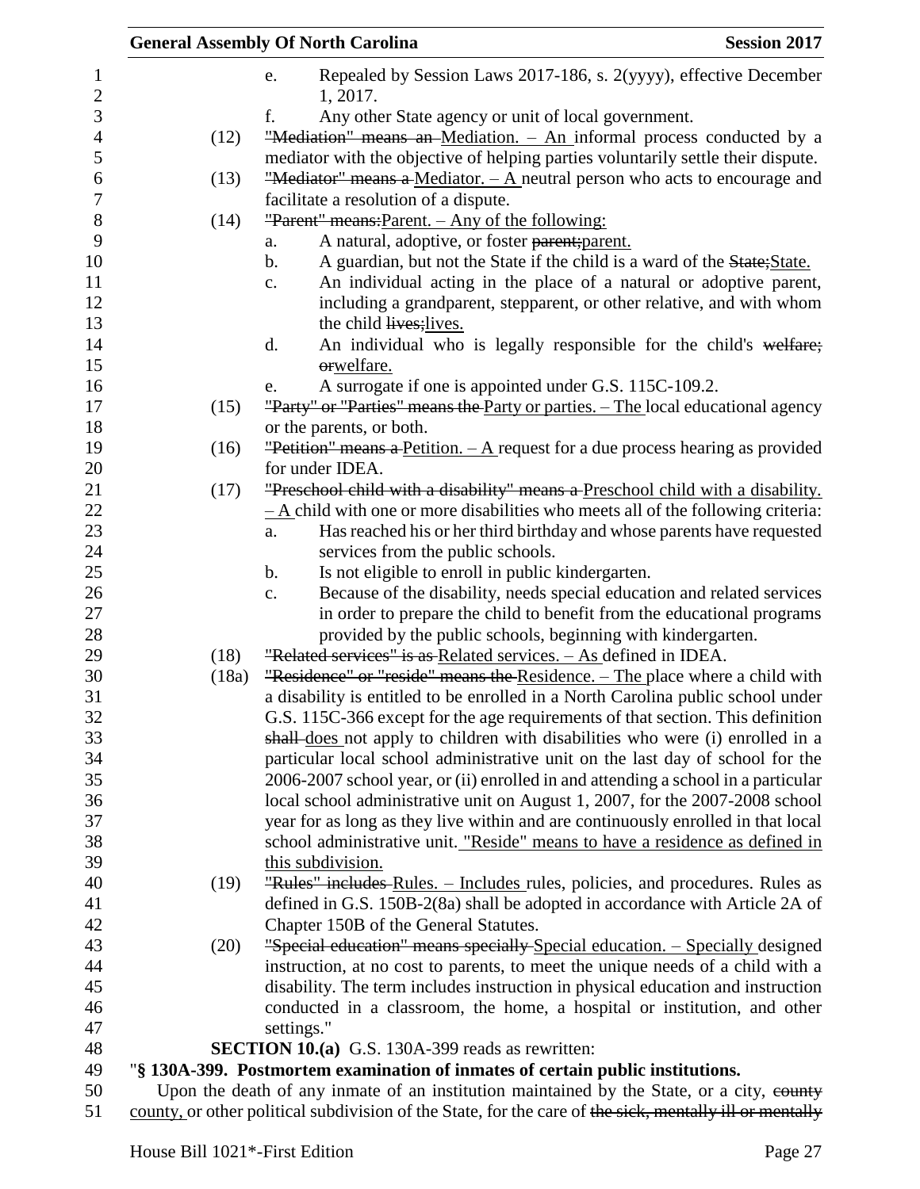e. Repealed by Session Laws 2017-186, s. 2(yyyy), effective December 1, 2017.

f. Any other State agency or unit of local government.

(12) ~~"Mediation" means an~~ Mediation. – An informal process conducted by a mediator with the objective of helping parties voluntarily settle their dispute.

(13) ~~"Mediator" means a~~ Mediator. – A neutral person who acts to encourage and facilitate a resolution of a dispute.

(14) ~~"Parent" means:~~Parent. – Any of the following:

a. A natural, adoptive, or foster ~~parent;~~parent.

b. A guardian, but not the State if the child is a ward of the ~~State;~~State.

c. An individual acting in the place of a natural or adoptive parent, including a grandparent, stepparent, or other relative, and with whom the child ~~lives;~~lives.

d. An individual who is legally responsible for the child's ~~welfare; or~~welfare.

e. A surrogate if one is appointed under G.S. 115C-109.2.

(15) ~~"Party" or "Parties" means the~~ Party or parties. – The local educational agency or the parents, or both.

(16) ~~"Petition" means a~~ Petition. – A request for a due process hearing as provided for under IDEA.

(17) ~~"Preschool child with a disability" means a~~ Preschool child with a disability. – A child with one or more disabilities who meets all of the following criteria:

a. Has reached his or her third birthday and whose parents have requested services from the public schools.

b. Is not eligible to enroll in public kindergarten.

c. Because of the disability, needs special education and related services in order to prepare the child to benefit from the educational programs provided by the public schools, beginning with kindergarten.

(18) ~~"Related services" is as~~ Related services. – As defined in IDEA.

(18a) ~~"Residence" or "reside" means the~~ Residence. – The place where a child with a disability is entitled to be enrolled in a North Carolina public school under G.S. 115C-366 except for the age requirements of that section. This definition ~~shall~~ does not apply to children with disabilities who were (i) enrolled in a particular local school administrative unit on the last day of school for the 2006-2007 school year, or (ii) enrolled in and attending a school in a particular local school administrative unit on August 1, 2007, for the 2007-2008 school year for as long as they live within and are continuously enrolled in that local school administrative unit. "Reside" means to have a residence as defined in this subdivision.

(19) ~~"Rules" includes~~ Rules. – Includes rules, policies, and procedures. Rules as defined in G.S. 150B-2(8a) shall be adopted in accordance with Article 2A of Chapter 150B of the General Statutes.

(20) ~~"Special education" means specially~~ Special education. – Specially designed instruction, at no cost to parents, to meet the unique needs of a child with a disability. The term includes instruction in physical education and instruction conducted in a classroom, the home, a hospital or institution, and other settings."

**SECTION 10.(a)** G.S. 130A-399 reads as rewritten:

"**§ 130A-399. Postmortem examination of inmates of certain public institutions.**

Upon the death of any inmate of an institution maintained by the State, or a city, ~~county~~ county, or other political subdivision of the State, for the care of ~~the sick, mentally ill or mentally~~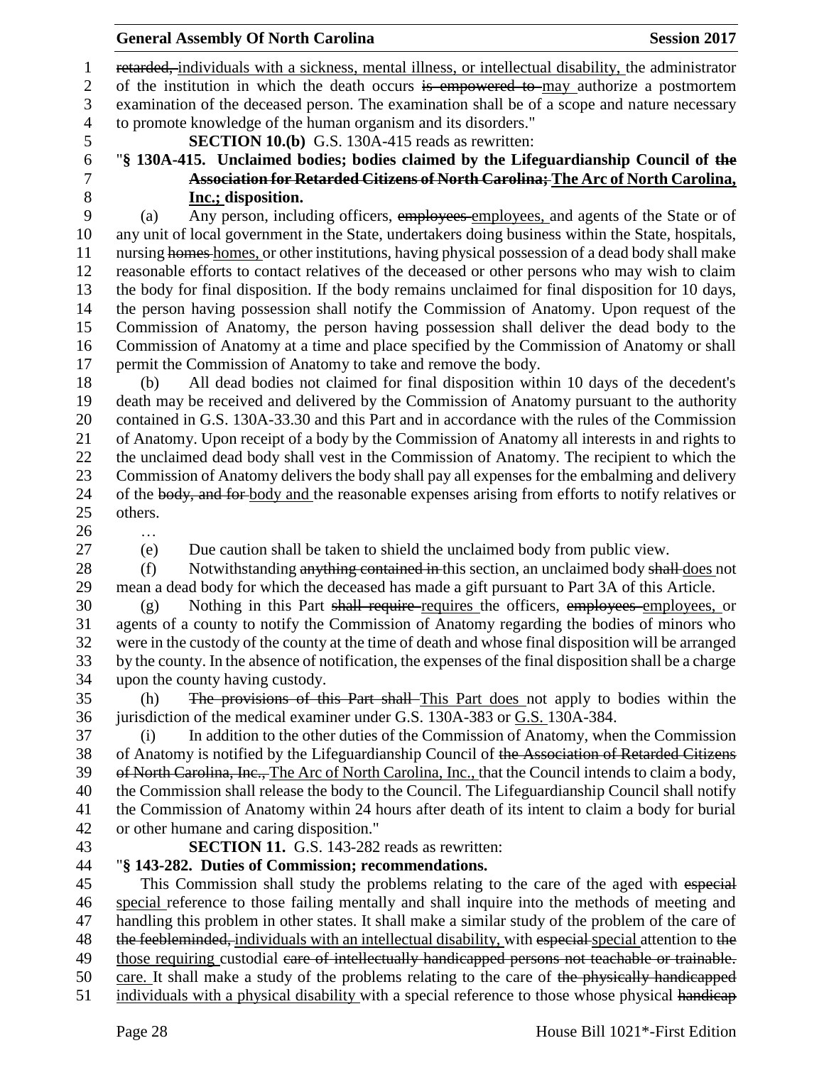~~retarded,~~ individuals with a sickness, mental illness, or intellectual disability, the administrator of the institution in which the death occurs ~~is empowered to~~ may authorize a postmortem examination of the deceased person. The examination shall be of a scope and nature necessary to promote knowledge of the human organism and its disorders."

**SECTION 10.(b)** G.S. 130A-415 reads as rewritten:

"**§ 130A-415. Unclaimed bodies; bodies claimed by the Lifeguardianship Council of ~~the Association for Retarded Citizens of North Carolina;~~ The Arc of North Carolina, Inc.; disposition.**

(a) Any person, including officers, ~~employees~~ employees, and agents of the State or of any unit of local government in the State, undertakers doing business within the State, hospitals, nursing ~~homes~~ homes, or other institutions, having physical possession of a dead body shall make reasonable efforts to contact relatives of the deceased or other persons who may wish to claim the body for final disposition. If the body remains unclaimed for final disposition for 10 days, the person having possession shall notify the Commission of Anatomy. Upon request of the Commission of Anatomy, the person having possession shall deliver the dead body to the Commission of Anatomy at a time and place specified by the Commission of Anatomy or shall permit the Commission of Anatomy to take and remove the body.

(b) All dead bodies not claimed for final disposition within 10 days of the decedent's death may be received and delivered by the Commission of Anatomy pursuant to the authority contained in G.S. 130A-33.30 and this Part and in accordance with the rules of the Commission of Anatomy. Upon receipt of a body by the Commission of Anatomy all interests in and rights to the unclaimed dead body shall vest in the Commission of Anatomy. The recipient to which the Commission of Anatomy delivers the body shall pay all expenses for the embalming and delivery of the ~~body, and for~~ body and the reasonable expenses arising from efforts to notify relatives or others.

…

(e) Due caution shall be taken to shield the unclaimed body from public view.

(f) Notwithstanding ~~anything contained in~~ this section, an unclaimed body ~~shall~~ does not mean a dead body for which the deceased has made a gift pursuant to Part 3A of this Article.

(g) Nothing in this Part ~~shall require~~ requires the officers, ~~employees~~ employees, or agents of a county to notify the Commission of Anatomy regarding the bodies of minors who were in the custody of the county at the time of death and whose final disposition will be arranged by the county. In the absence of notification, the expenses of the final disposition shall be a charge upon the county having custody.

(h) ~~The provisions of this Part shall~~ This Part does not apply to bodies within the jurisdiction of the medical examiner under G.S. 130A-383 or G.S. 130A-384.

(i) In addition to the other duties of the Commission of Anatomy, when the Commission of Anatomy is notified by the Lifeguardianship Council of ~~the Association of Retarded Citizens of North Carolina, Inc.,~~ The Arc of North Carolina, Inc., that the Council intends to claim a body, the Commission shall release the body to the Council. The Lifeguardianship Council shall notify the Commission of Anatomy within 24 hours after death of its intent to claim a body for burial or other humane and caring disposition."

**SECTION 11.** G.S. 143-282 reads as rewritten:

"**§ 143-282. Duties of Commission; recommendations.**

This Commission shall study the problems relating to the care of the aged with ~~especial~~ special reference to those failing mentally and shall inquire into the methods of meeting and handling this problem in other states. It shall make a similar study of the problem of the care of ~~the feebleminded,~~ individuals with an intellectual disability, with ~~especial~~ special attention to ~~the~~ those requiring custodial ~~care of intellectually handicapped persons not teachable or trainable.~~ care. It shall make a study of the problems relating to the care of ~~the physically handicapped~~ individuals with a physical disability with a special reference to those whose physical ~~handicap~~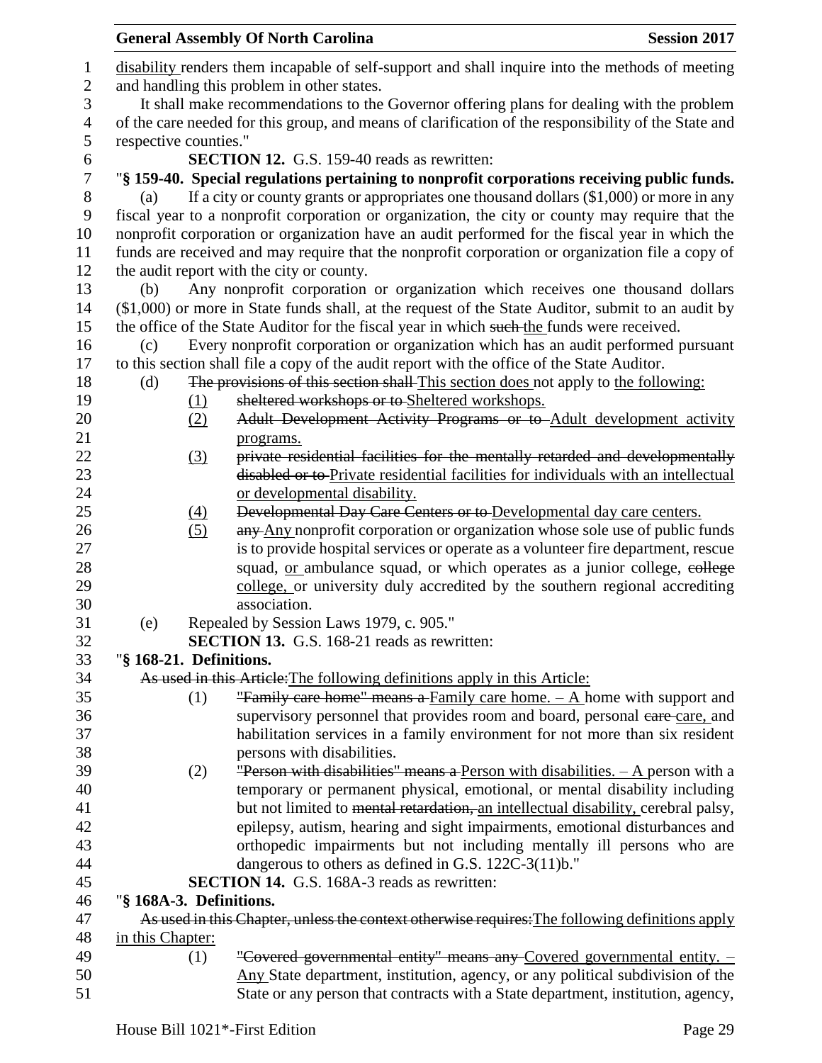disability renders them incapable of self-support and shall inquire into the methods of meeting and handling this problem in other states.

It shall make recommendations to the Governor offering plans for dealing with the problem of the care needed for this group, and means of clarification of the responsibility of the State and respective counties."

**SECTION 12.** G.S. 159-40 reads as rewritten:

"**§ 159-40. Special regulations pertaining to nonprofit corporations receiving public funds.**

(a) If a city or county grants or appropriates one thousand dollars ($1,000) or more in any fiscal year to a nonprofit corporation or organization, the city or county may require that the nonprofit corporation or organization have an audit performed for the fiscal year in which the funds are received and may require that the nonprofit corporation or organization file a copy of the audit report with the city or county.

(b) Any nonprofit corporation or organization which receives one thousand dollars ($1,000) or more in State funds shall, at the request of the State Auditor, submit to an audit by the office of the State Auditor for the fiscal year in which ~~such~~ the funds were received.

(c) Every nonprofit corporation or organization which has an audit performed pursuant to this section shall file a copy of the audit report with the office of the State Auditor.

(d) ~~The provisions of this section shall~~ This section does not apply to the following:

(1) ~~sheltered workshops or to~~ Sheltered workshops.

(2) ~~Adult Development Activity Programs or to~~ Adult development activity programs.

(3) ~~private residential facilities for the mentally retarded and developmentally disabled or to~~ Private residential facilities for individuals with an intellectual or developmental disability.

(4) ~~Developmental Day Care Centers or to~~ Developmental day care centers.

(5) ~~any~~ Any nonprofit corporation or organization whose sole use of public funds is to provide hospital services or operate as a volunteer fire department, rescue squad, or ambulance squad, or which operates as a junior college, ~~college~~ college, or university duly accredited by the southern regional accrediting association.

(e) Repealed by Session Laws 1979, c. 905."

**SECTION 13.** G.S. 168-21 reads as rewritten:

"**§ 168-21. Definitions.**

~~As used in this Article:~~ The following definitions apply in this Article:

(1) ~~"Family care home" means a~~ Family care home. – A home with support and supervisory personnel that provides room and board, personal ~~care~~ care, and habilitation services in a family environment for not more than six resident persons with disabilities.

(2) ~~"Person with disabilities" means a~~ Person with disabilities. – A person with a temporary or permanent physical, emotional, or mental disability including but not limited to ~~mental retardation,~~ an intellectual disability, cerebral palsy, epilepsy, autism, hearing and sight impairments, emotional disturbances and orthopedic impairments but not including mentally ill persons who are dangerous to others as defined in G.S. 122C-3(11)b."

**SECTION 14.** G.S. 168A-3 reads as rewritten:

"**§ 168A-3. Definitions.**

~~As used in this Chapter, unless the context otherwise requires:~~ The following definitions apply in this Chapter:

(1) ~~"Covered governmental entity" means any~~ Covered governmental entity. – Any State department, institution, agency, or any political subdivision of the State or any person that contracts with a State department, institution, agency,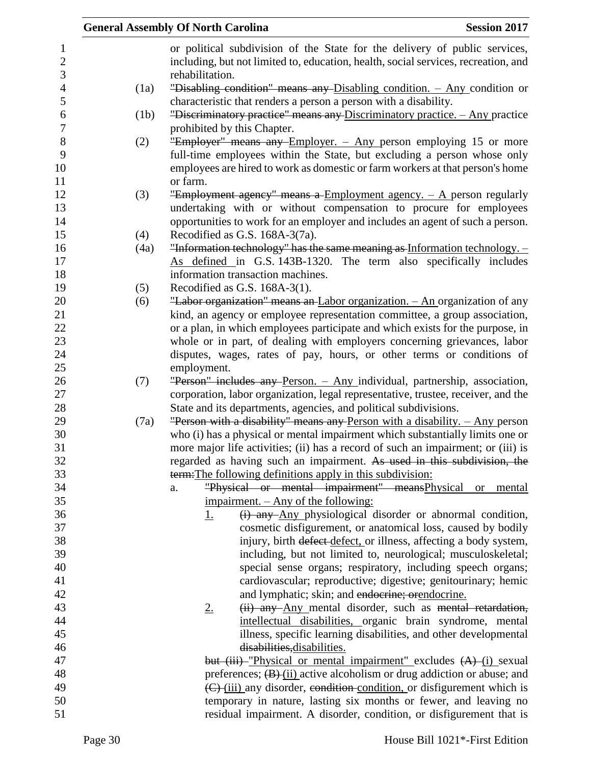or political subdivision of the State for the delivery of public services, including, but not limited to, education, health, social services, recreation, and rehabilitation.

(1a) ~~"Disabling condition" means any~~ Disabling condition. – Any condition or characteristic that renders a person a person with a disability.

(1b) ~~"Discriminatory practice" means any~~ Discriminatory practice. – Any practice prohibited by this Chapter.

(2) ~~"Employer" means any~~ Employer. – Any person employing 15 or more full-time employees within the State, but excluding a person whose only employees are hired to work as domestic or farm workers at that person's home or farm.

(3) ~~"Employment agency" means a~~ Employment agency. – A person regularly undertaking with or without compensation to procure for employees opportunities to work for an employer and includes an agent of such a person.

(4) Recodified as G.S. 168A-3(7a).

(4a) ~~"Information technology" has the same meaning as~~ Information technology. – As defined in G.S. 143B-1320. The term also specifically includes information transaction machines.

(5) Recodified as G.S. 168A-3(1).

(6) ~~"Labor organization" means an~~ Labor organization. – An organization of any kind, an agency or employee representation committee, a group association, or a plan, in which employees participate and which exists for the purpose, in whole or in part, of dealing with employers concerning grievances, labor disputes, wages, rates of pay, hours, or other terms or conditions of employment.

(7) ~~"Person" includes any~~ Person. – Any individual, partnership, association, corporation, labor organization, legal representative, trustee, receiver, and the State and its departments, agencies, and political subdivisions.

(7a) ~~"Person with a disability" means any~~ Person with a disability. – Any person who (i) has a physical or mental impairment which substantially limits one or more major life activities; (ii) has a record of such an impairment; or (iii) is regarded as having such an impairment. ~~As used in this subdivision, the term:~~The following definitions apply in this subdivision:

a. ~~"Physical or mental impairment" means~~Physical or mental impairment. – Any of the following:

1. ~~(i) any~~ Any physiological disorder or abnormal condition, cosmetic disfigurement, or anatomical loss, caused by bodily injury, birth ~~defect~~ defect, or illness, affecting a body system, including, but not limited to, neurological; musculoskeletal; special sense organs; respiratory, including speech organs; cardiovascular; reproductive; digestive; genitourinary; hemic and lymphatic; skin; and ~~endocrine; or~~endocrine.

2. ~~(ii) any~~ Any mental disorder, such as ~~mental retardation,~~ intellectual disabilities, organic brain syndrome, mental illness, specific learning disabilities, and other developmental ~~disabilities,~~disabilities.

~~but (iii)~~ "Physical or mental impairment" excludes ~~(A)~~ (i) sexual preferences; ~~(B)~~ (ii) active alcoholism or drug addiction or abuse; and ~~(C)~~ (iii) any disorder, ~~condition~~ condition, or disfigurement which is temporary in nature, lasting six months or fewer, and leaving no residual impairment. A disorder, condition, or disfigurement that is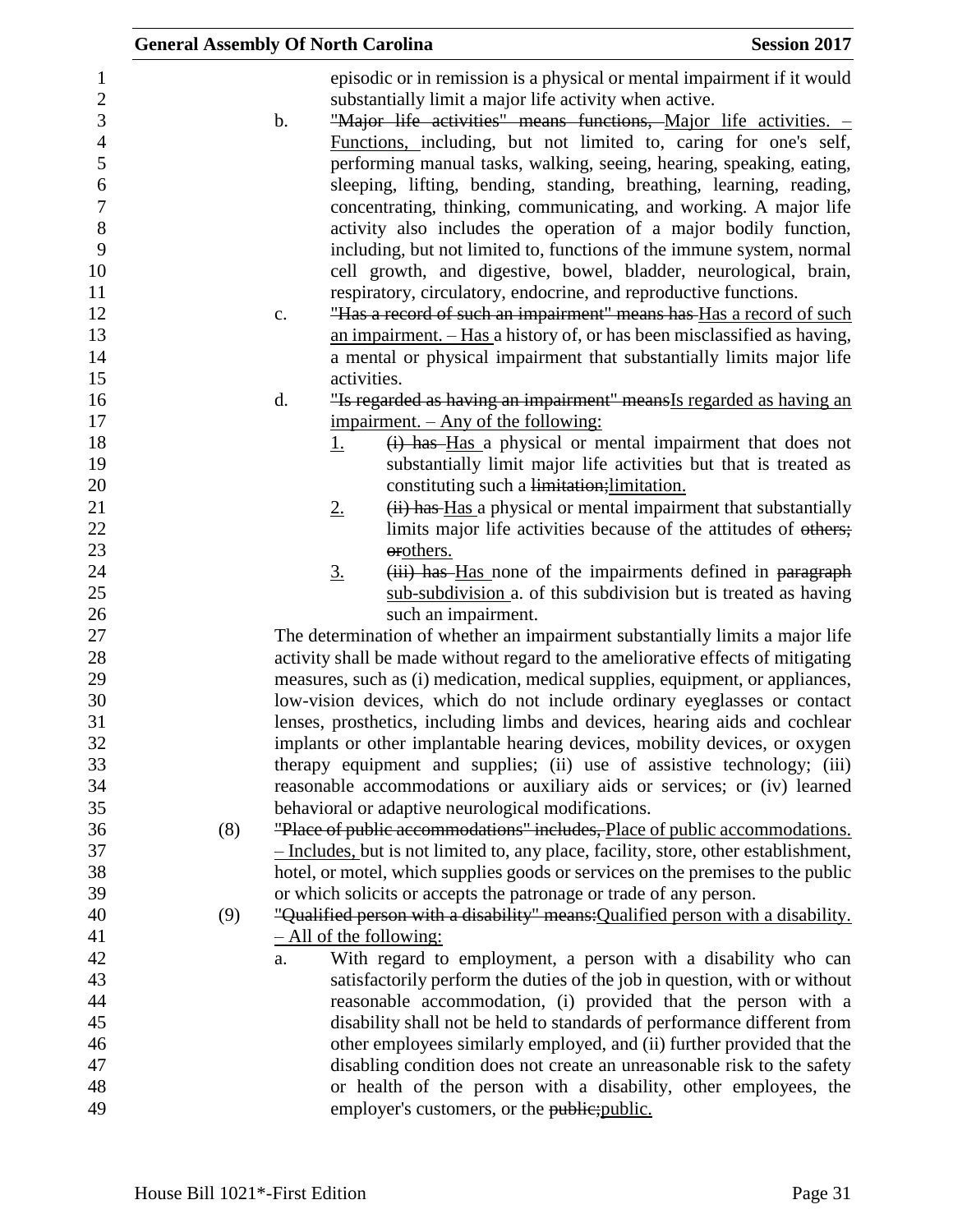episodic or in remission is a physical or mental impairment if it would substantially limit a major life activity when active.

b. ~~"Major life activities" means functions,~~ Major life activities. – Functions, including, but not limited to, caring for one's self, performing manual tasks, walking, seeing, hearing, speaking, eating, sleeping, lifting, bending, standing, breathing, learning, reading, concentrating, thinking, communicating, and working. A major life activity also includes the operation of a major bodily function, including, but not limited to, functions of the immune system, normal cell growth, and digestive, bowel, bladder, neurological, brain, respiratory, circulatory, endocrine, and reproductive functions.

c. ~~"Has a record of such an impairment" means has~~ Has a record of such an impairment. – Has a history of, or has been misclassified as having, a mental or physical impairment that substantially limits major life activities.

d. ~~"Is regarded as having an impairment" means~~Is regarded as having an impairment. – Any of the following:

1. ~~(i) has~~ Has a physical or mental impairment that does not substantially limit major life activities but that is treated as constituting such a ~~limitation;~~limitation.

2. ~~(ii) has~~ Has a physical or mental impairment that substantially limits major life activities because of the attitudes of ~~others; or~~others.

3. ~~(iii) has~~ Has none of the impairments defined in ~~paragraph~~ sub-subdivision a. of this subdivision but is treated as having such an impairment.

The determination of whether an impairment substantially limits a major life activity shall be made without regard to the ameliorative effects of mitigating measures, such as (i) medication, medical supplies, equipment, or appliances, low-vision devices, which do not include ordinary eyeglasses or contact lenses, prosthetics, including limbs and devices, hearing aids and cochlear implants or other implantable hearing devices, mobility devices, or oxygen therapy equipment and supplies; (ii) use of assistive technology; (iii) reasonable accommodations or auxiliary aids or services; or (iv) learned behavioral or adaptive neurological modifications.

(8) ~~"Place of public accommodations" includes,~~ Place of public accommodations. – Includes, but is not limited to, any place, facility, store, other establishment, hotel, or motel, which supplies goods or services on the premises to the public or which solicits or accepts the patronage or trade of any person.

(9) ~~"Qualified person with a disability" means:~~Qualified person with a disability. – All of the following:

a. With regard to employment, a person with a disability who can satisfactorily perform the duties of the job in question, with or without reasonable accommodation, (i) provided that the person with a disability shall not be held to standards of performance different from other employees similarly employed, and (ii) further provided that the disabling condition does not create an unreasonable risk to the safety or health of the person with a disability, other employees, the employer's customers, or the ~~public;~~public.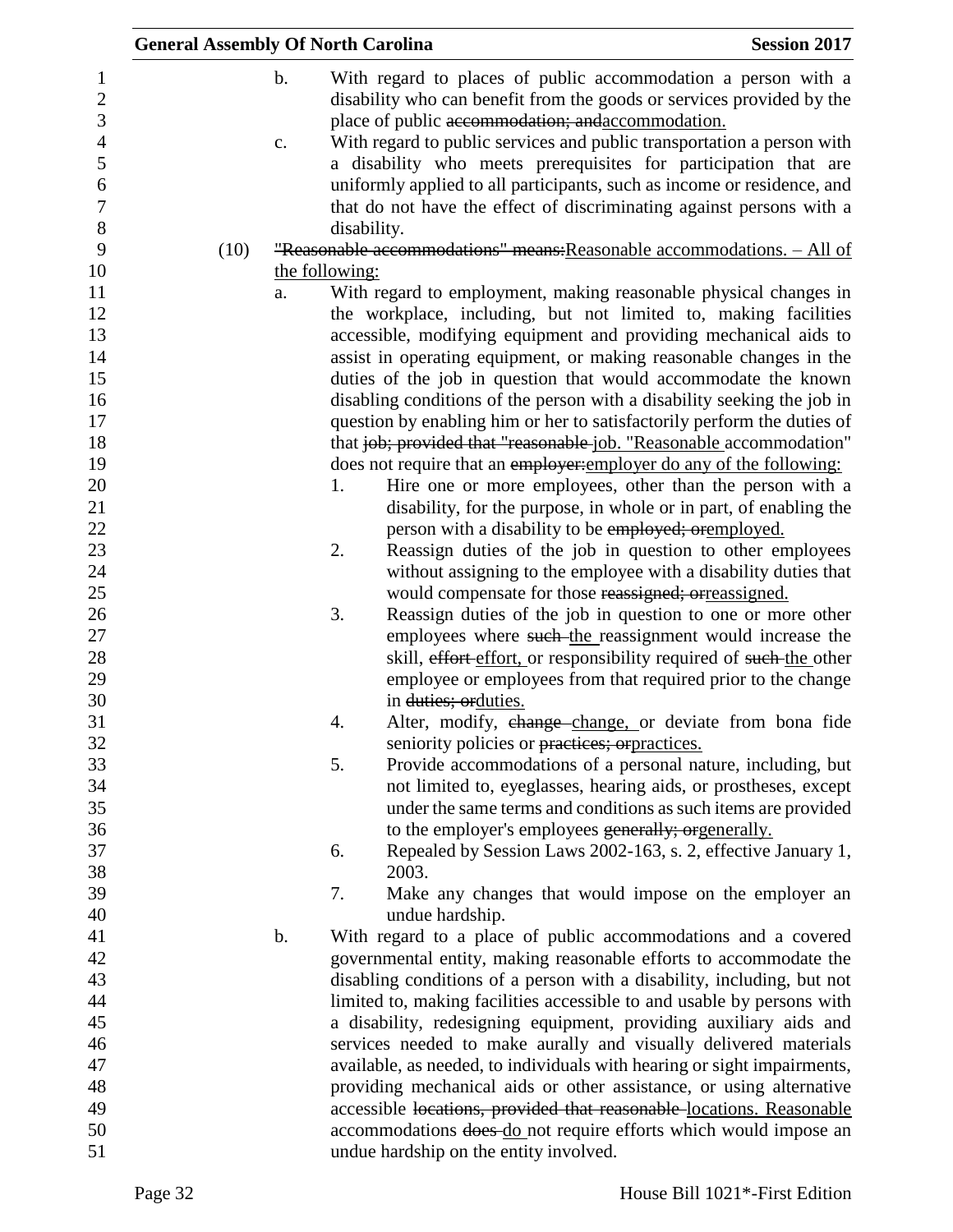b. With regard to places of public accommodation a person with a disability who can benefit from the goods or services provided by the place of public ~~accommodation; and~~accommodation.

c. With regard to public services and public transportation a person with a disability who meets prerequisites for participation that are uniformly applied to all participants, such as income or residence, and that do not have the effect of discriminating against persons with a disability.

(10) ~~"Reasonable accommodations" means:~~Reasonable accommodations. – All of the following:

a. With regard to employment, making reasonable physical changes in the workplace, including, but not limited to, making facilities accessible, modifying equipment and providing mechanical aids to assist in operating equipment, or making reasonable changes in the duties of the job in question that would accommodate the known disabling conditions of the person with a disability seeking the job in question by enabling him or her to satisfactorily perform the duties of that ~~job; provided that "reasonable~~ job. "Reasonable accommodation" does not require that an ~~employer:~~employer do any of the following:

1. Hire one or more employees, other than the person with a disability, for the purpose, in whole or in part, of enabling the person with a disability to be ~~employed; or~~employed.

2. Reassign duties of the job in question to other employees without assigning to the employee with a disability duties that would compensate for those ~~reassigned; or~~reassigned.

3. Reassign duties of the job in question to one or more other employees where ~~such~~ the reassignment would increase the skill, ~~effort~~ effort, or responsibility required of ~~such~~ the other employee or employees from that required prior to the change in ~~duties; or~~duties.

4. Alter, modify, ~~change~~ change, or deviate from bona fide seniority policies or ~~practices; or~~practices.

5. Provide accommodations of a personal nature, including, but not limited to, eyeglasses, hearing aids, or prostheses, except under the same terms and conditions as such items are provided to the employer's employees ~~generally; or~~generally.

6. Repealed by Session Laws 2002-163, s. 2, effective January 1, 2003.

7. Make any changes that would impose on the employer an undue hardship.

b. With regard to a place of public accommodations and a covered governmental entity, making reasonable efforts to accommodate the disabling conditions of a person with a disability, including, but not limited to, making facilities accessible to and usable by persons with a disability, redesigning equipment, providing auxiliary aids and services needed to make aurally and visually delivered materials available, as needed, to individuals with hearing or sight impairments, providing mechanical aids or other assistance, or using alternative accessible ~~locations, provided that reasonable~~ locations. Reasonable accommodations ~~does~~ do not require efforts which would impose an undue hardship on the entity involved.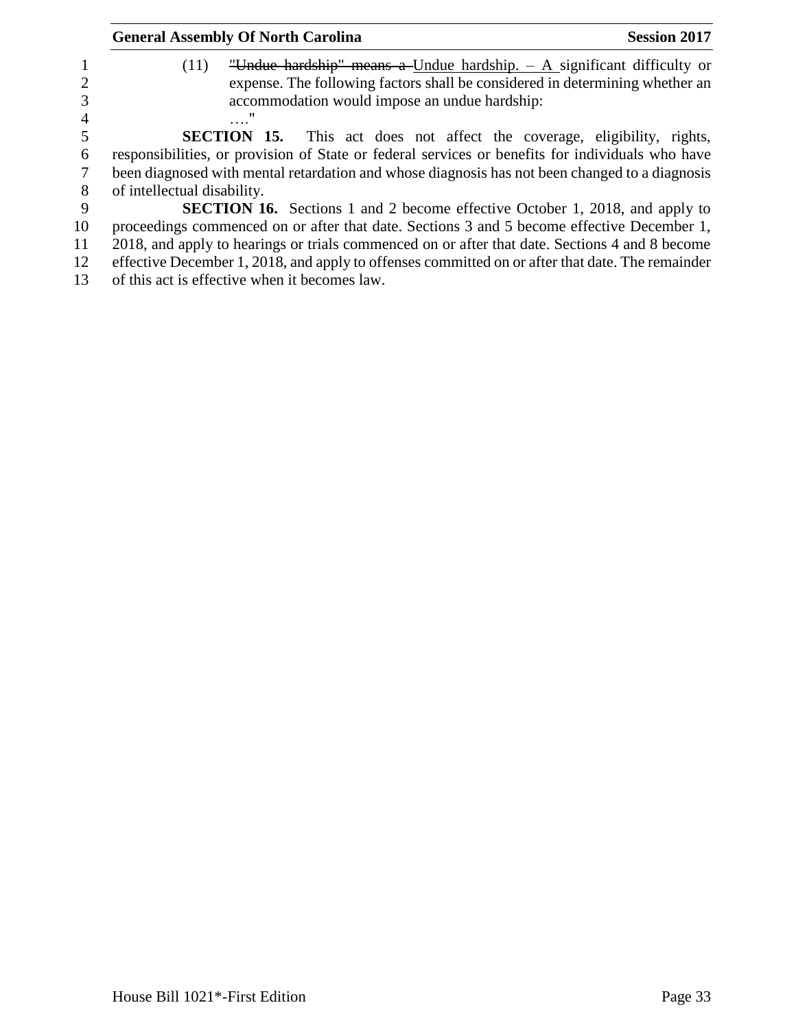(11) ~~"Undue hardship" means a~~ Undue hardship. – A significant difficulty or expense. The following factors shall be considered in determining whether an accommodation would impose an undue hardship:

…."

**SECTION 15.** This act does not affect the coverage, eligibility, rights, responsibilities, or provision of State or federal services or benefits for individuals who have been diagnosed with mental retardation and whose diagnosis has not been changed to a diagnosis of intellectual disability.

**SECTION 16.** Sections 1 and 2 become effective October 1, 2018, and apply to proceedings commenced on or after that date. Sections 3 and 5 become effective December 1, 2018, and apply to hearings or trials commenced on or after that date. Sections 4 and 8 become effective December 1, 2018, and apply to offenses committed on or after that date. The remainder of this act is effective when it becomes law.